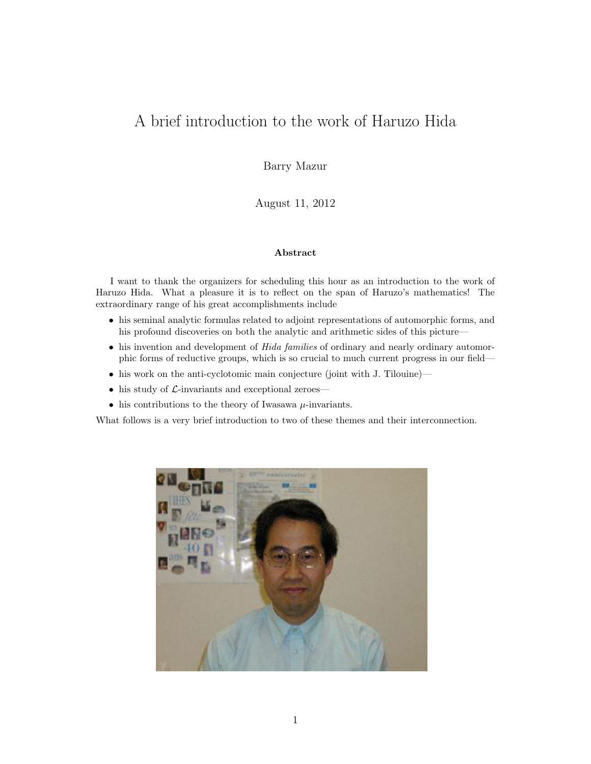# A brief introduction to the work of Haruzo Hida

Barry Mazur

August 11, 2012

**Abstract**

I want to thank the organizers for scheduling this hour as an introduction to the work of Haruzo Hida. What a pleasure it is to reflect on the span of Haruzo's mathematics! The extraordinary range of his great accomplishments include

- his seminal analytic formulas related to adjoint representations of automorphic forms, and his profound discoveries on both the analytic and arithmetic sides of this picture—
- his invention and development of *Hida families* of ordinary and nearly ordinary automorphic forms of reductive groups, which is so crucial to much current progress in our field—
- his work on the anti-cyclotomic main conjecture (joint with J. Tilouine)—
- his study of $\mathcal{L}$-invariants and exceptional zeroes—
- his contributions to the theory of Iwasawa $\mu$-invariants.

What follows is a very brief introduction to two of these themes and their interconnection.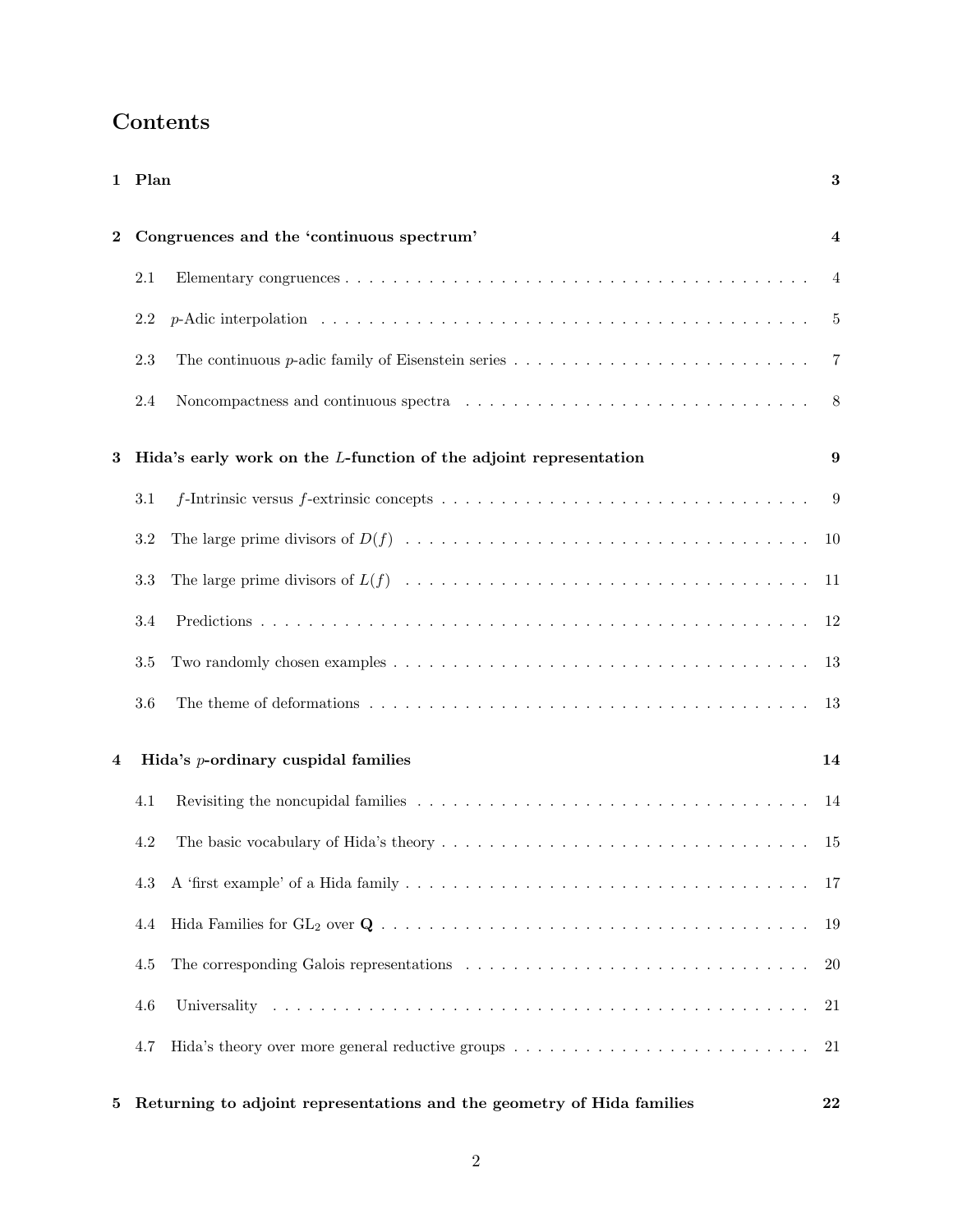# Contents

**1 Plan** **3**

**2 Congruences and the 'continuous spectrum'** **4**

- 2.1 Elementary congruences . . . . . 4
- 2.2 $p$-Adic interpolation . . . . . 5
- 2.3 The continuous $p$-adic family of Eisenstein series . . . . . 7
- 2.4 Noncompactness and continuous spectra . . . . . 8

**3 Hida's early work on the $L$-function of the adjoint representation** **9**

- 3.1 $f$-Intrinsic versus $f$-extrinsic concepts . . . . . 9
- 3.2 The large prime divisors of $D(f)$ . . . . . 10
- 3.3 The large prime divisors of $L(f)$ . . . . . 11
- 3.4 Predictions . . . . . 12
- 3.5 Two randomly chosen examples . . . . . 13
- 3.6 The theme of deformations . . . . . 13

**4 Hida's $p$-ordinary cuspidal families** **14**

- 4.1 Revisiting the noncupidal families . . . . . 14
- 4.2 The basic vocabulary of Hida's theory . . . . . 15
- 4.3 A 'first example' of a Hida family . . . . . 17
- 4.4 Hida Families for $\mathrm{GL}_2$ over $\mathbf{Q}$ . . . . . 19
- 4.5 The corresponding Galois representations . . . . . 20
- 4.6 Universality . . . . . 21
- 4.7 Hida's theory over more general reductive groups . . . . . 21

**5 Returning to adjoint representations and the geometry of Hida families** **22**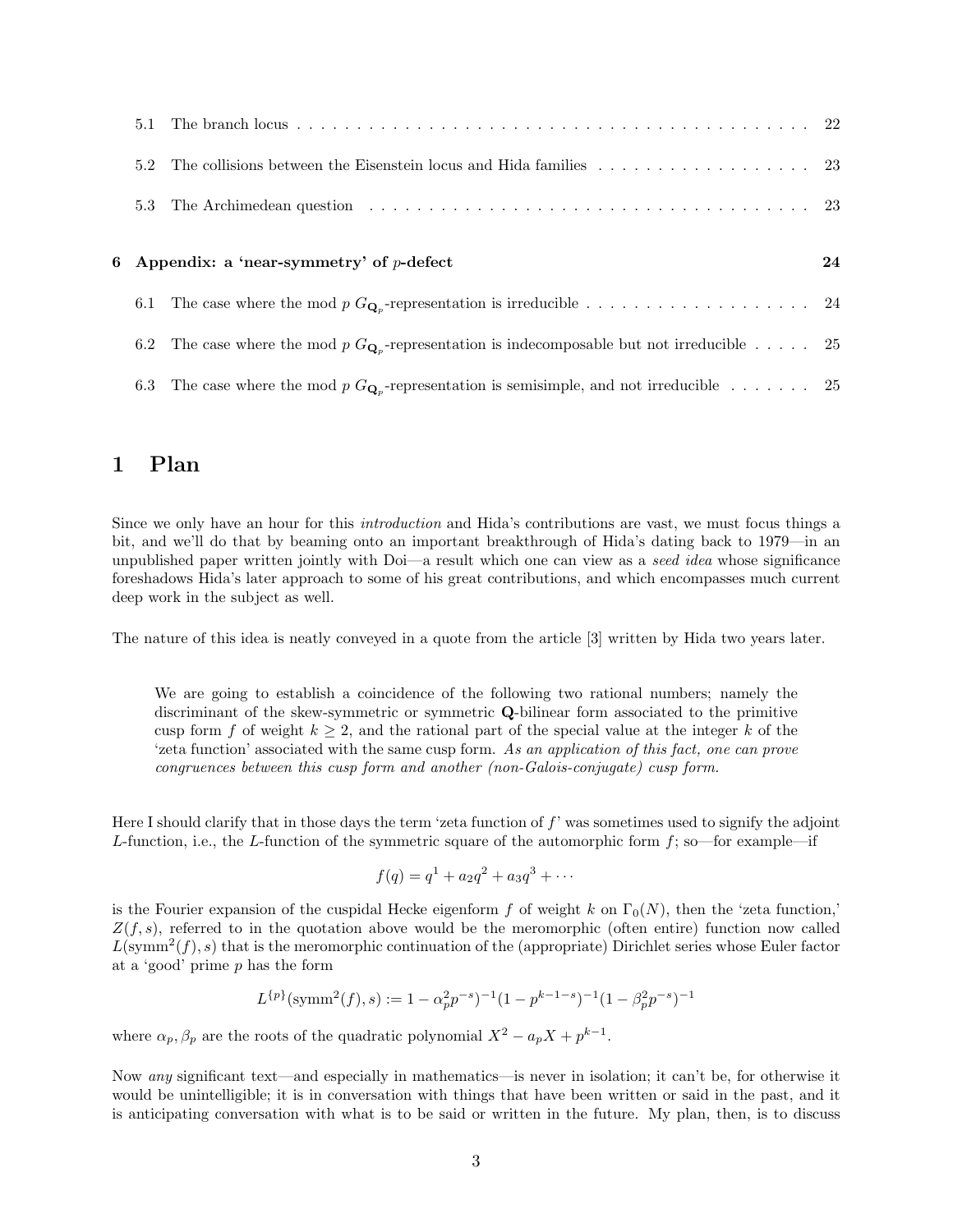5.1 The branch locus . . . . . . . . . . . . . . . . . . . . . . . . . . . . . . . . . . . . . . . . . . . . . . 22

5.2 The collisions between the Eisenstein locus and Hida families . . . . . . . . . . . . . . . . . . 23

5.3 The Archimedean question . . . . . . . . . . . . . . . . . . . . . . . . . . . . . . . . . . . . . . . . 23

**6 Appendix: a 'near-symmetry' of $p$-defect** **24**

6.1 The case where the mod $p$ $G_{\mathbf{Q}_p}$-representation is irreducible . . . . . . . . . . . . . . . . . . . 24

6.2 The case where the mod $p$ $G_{\mathbf{Q}_p}$-representation is indecomposable but not irreducible . . . . . 25

6.3 The case where the mod $p$ $G_{\mathbf{Q}_p}$-representation is semisimple, and not irreducible . . . . . . . 25

# 1 Plan

Since we only have an hour for this *introduction* and Hida's contributions are vast, we must focus things a bit, and we'll do that by beaming onto an important breakthrough of Hida's dating back to 1979—in an unpublished paper written jointly with Doi—a result which one can view as a *seed idea* whose significance foreshadows Hida's later approach to some of his great contributions, and which encompasses much current deep work in the subject as well.

The nature of this idea is neatly conveyed in a quote from the article [3] written by Hida two years later.

> We are going to establish a coincidence of the following two rational numbers; namely the discriminant of the skew-symmetric or symmetric $\mathbf{Q}$-bilinear form associated to the primitive cusp form $f$ of weight $k \geq 2$, and the rational part of the special value at the integer $k$ of the 'zeta function' associated with the same cusp form. *As an application of this fact, one can prove congruences between this cusp form and another (non-Galois-conjugate) cusp form.*

Here I should clarify that in those days the term 'zeta function of $f$' was sometimes used to signify the adjoint $L$-function, i.e., the $L$-function of the symmetric square of the automorphic form $f$; so—for example—if

$$f(q) = q^1 + a_2q^2 + a_3q^3 + \cdots$$

is the Fourier expansion of the cuspidal Hecke eigenform $f$ of weight $k$ on $\Gamma_0(N)$, then the 'zeta function,' $Z(f, s)$, referred to in the quotation above would be the meromorphic (often entire) function now called $L(\mathrm{symm}^2(f), s)$ that is the meromorphic continuation of the (appropriate) Dirichlet series whose Euler factor at a 'good' prime $p$ has the form

$$L^{\{p\}}(\mathrm{symm}^2(f), s) := 1 - \alpha_p^2 p^{-s})^{-1}(1 - p^{k-1-s})^{-1}(1 - \beta_p^2 p^{-s})^{-1}$$

where $\alpha_p, \beta_p$ are the roots of the quadratic polynomial $X^2 - a_pX + p^{k-1}$.

Now *any* significant text—and especially in mathematics—is never in isolation; it can't be, for otherwise it would be unintelligible; it is in conversation with things that have been written or said in the past, and it is anticipating conversation with what is to be said or written in the future. My plan, then, is to discuss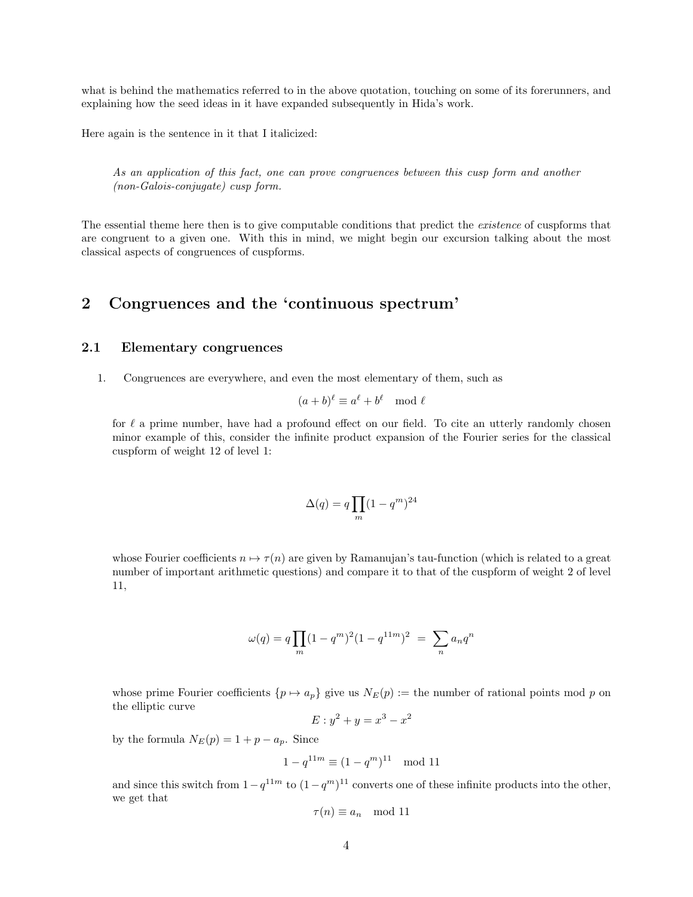what is behind the mathematics referred to in the above quotation, touching on some of its forerunners, and explaining how the seed ideas in it have expanded subsequently in Hida's work.

Here again is the sentence in it that I italicized:

> *As an application of this fact, one can prove congruences between this cusp form and another (non-Galois-conjugate) cusp form.*

The essential theme here then is to give computable conditions that predict the *existence* of cuspforms that are congruent to a given one. With this in mind, we might begin our excursion talking about the most classical aspects of congruences of cuspforms.

## 2 Congruences and the 'continuous spectrum'

### 2.1 Elementary congruences

1. Congruences are everywhere, and even the most elementary of them, such as

$$(a+b)^\ell \equiv a^\ell + b^\ell \mod \ell$$

for $\ell$ a prime number, have had a profound effect on our field. To cite an utterly randomly chosen minor example of this, consider the infinite product expansion of the Fourier series for the classical cuspform of weight 12 of level 1:

$$\Delta(q) = q\prod_m (1-q^m)^{24}$$

whose Fourier coefficients $n \mapsto \tau(n)$ are given by Ramanujan's tau-function (which is related to a great number of important arithmetic questions) and compare it to that of the cuspform of weight 2 of level 11,

$$\omega(q) = q\prod_m (1-q^m)^2(1-q^{11m})^2 \ = \ \sum_n a_n q^n$$

whose prime Fourier coefficients $\{p \mapsto a_p\}$ give us $N_E(p) :=$ the number of rational points mod $p$ on the elliptic curve

$$E : y^2 + y = x^3 - x^2$$

by the formula $N_E(p) = 1 + p - a_p$. Since

$$1 - q^{11m} \equiv (1-q^m)^{11} \mod 11$$

and since this switch from $1-q^{11m}$ to $(1-q^m)^{11}$ converts one of these infinite products into the other, we get that

$$\tau(n) \equiv a_n \mod 11$$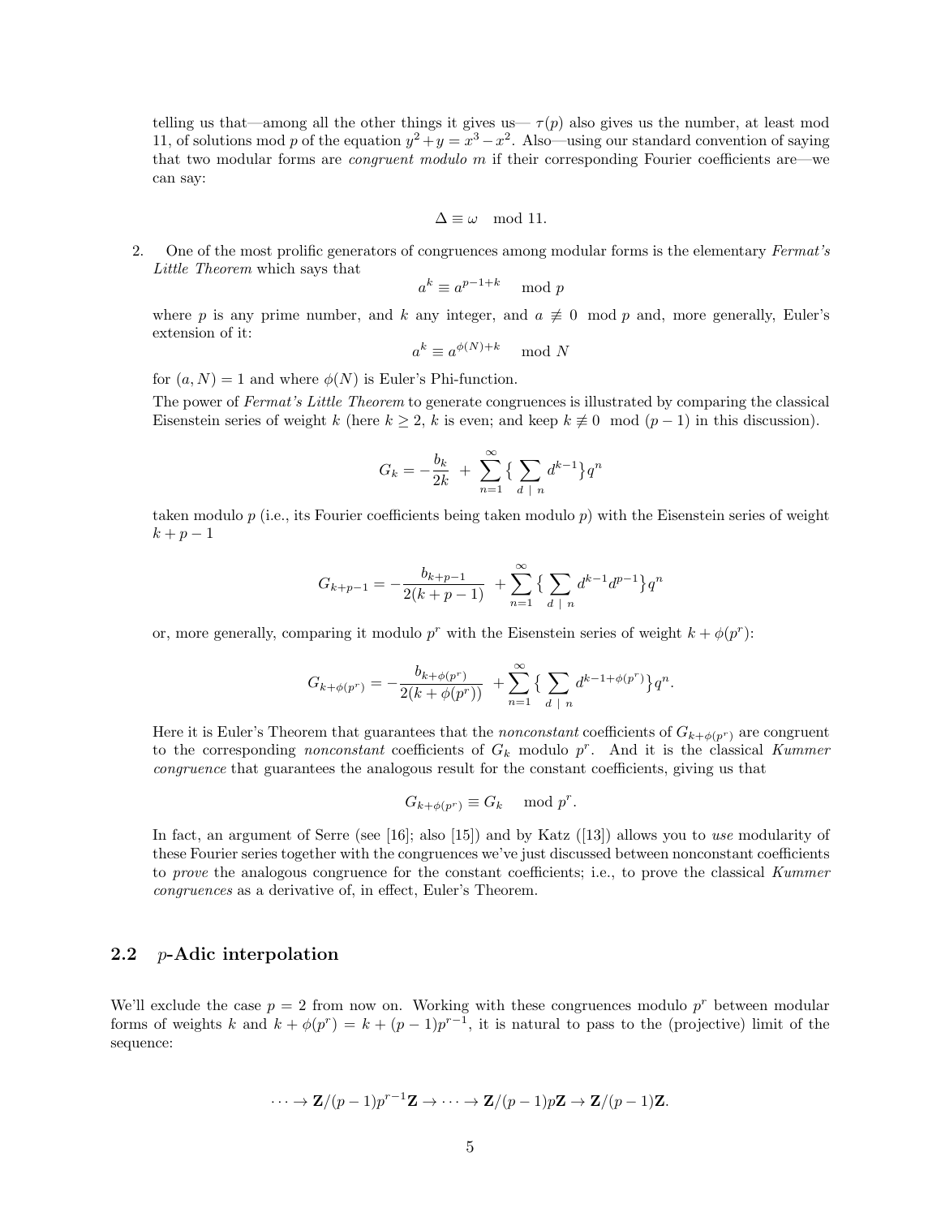telling us that—among all the other things it gives us— $\tau(p)$ also gives us the number, at least mod 11, of solutions mod $p$ of the equation $y^2 + y = x^3 - x^2$. Also—using our standard convention of saying that two modular forms are *congruent modulo m* if their corresponding Fourier coefficients are—we can say:

$$\Delta \equiv \omega \mod 11.$$

2. One of the most prolific generators of congruences among modular forms is the elementary *Fermat's Little Theorem* which says that

$$a^k \equiv a^{p-1+k} \mod p$$

where $p$ is any prime number, and $k$ any integer, and $a \not\equiv 0 \mod p$ and, more generally, Euler's extension of it:

$$a^k \equiv a^{\phi(N)+k} \mod N$$

for $(a, N) = 1$ and where $\phi(N)$ is Euler's Phi-function.

The power of *Fermat's Little Theorem* to generate congruences is illustrated by comparing the classical Eisenstein series of weight $k$ (here $k \geq 2$, $k$ is even; and keep $k \not\equiv 0 \mod (p-1)$ in this discussion).

$$G_k = -\frac{b_k}{2k} + \sum_{n=1}^{\infty}\{\sum_{d \mid n} d^{k-1}\}q^n$$

taken modulo $p$ (i.e., its Fourier coefficients being taken modulo $p$) with the Eisenstein series of weight $k + p - 1$

$$G_{k+p-1} = -\frac{b_{k+p-1}}{2(k+p-1)} + \sum_{n=1}^{\infty}\{\sum_{d \mid n} d^{k-1}d^{p-1}\}q^n$$

or, more generally, comparing it modulo $p^r$ with the Eisenstein series of weight $k + \phi(p^r)$:

$$G_{k+\phi(p^r)} = -\frac{b_{k+\phi(p^r)}}{2(k+\phi(p^r))} + \sum_{n=1}^{\infty}\{\sum_{d \mid n} d^{k-1+\phi(p^r)}\}q^n.$$

Here it is Euler's Theorem that guarantees that the *nonconstant* coefficients of $G_{k+\phi(p^r)}$ are congruent to the corresponding *nonconstant* coefficients of $G_k$ modulo $p^r$. And it is the classical *Kummer congruence* that guarantees the analogous result for the constant coefficients, giving us that

$$G_{k+\phi(p^r)} \equiv G_k \mod p^r.$$

In fact, an argument of Serre (see [16]; also [15]) and by Katz ([13]) allows you to *use* modularity of these Fourier series together with the congruences we've just discussed between nonconstant coefficients to *prove* the analogous congruence for the constant coefficients; i.e., to prove the classical *Kummer congruences* as a derivative of, in effect, Euler's Theorem.

## 2.2 $p$-Adic interpolation

We'll exclude the case $p = 2$ from now on. Working with these congruences modulo $p^r$ between modular forms of weights $k$ and $k + \phi(p^r) = k + (p-1)p^{r-1}$, it is natural to pass to the (projective) limit of the sequence:

$$\cdots \to \mathbf{Z}/(p-1)p^{r-1}\mathbf{Z} \to \cdots \to \mathbf{Z}/(p-1)p\mathbf{Z} \to \mathbf{Z}/(p-1)\mathbf{Z}.$$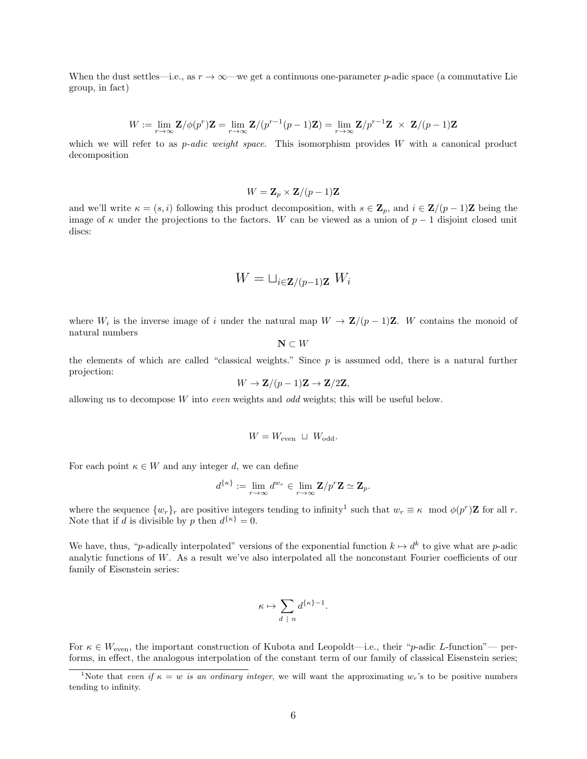When the dust settles—i.e., as $r \to \infty$—we get a continuous one-parameter $p$-adic space (a commutative Lie group, in fact)

$$W := \lim_{r\to\infty} \mathbf{Z}/\phi(p^r)\mathbf{Z} = \lim_{r\to\infty} \mathbf{Z}/(p^{r-1}(p-1)\mathbf{Z}) = \lim_{r\to\infty} \mathbf{Z}/p^{r-1}\mathbf{Z} \;\times\; \mathbf{Z}/(p-1)\mathbf{Z}$$

which we will refer to as *p-adic weight space*. This isomorphism provides $W$ with a canonical product decomposition

$$W = \mathbf{Z}_p \times \mathbf{Z}/(p-1)\mathbf{Z}$$

and we'll write $\kappa = (s, i)$ following this product decomposition, with $s \in \mathbf{Z}_p$, and $i \in \mathbf{Z}/(p-1)\mathbf{Z}$ being the image of $\kappa$ under the projections to the factors. $W$ can be viewed as a union of $p-1$ disjoint closed unit discs:

$$W = \sqcup_{i \in \mathbf{Z}/(p-1)\mathbf{Z}} \; W_i$$

where $W_i$ is the inverse image of $i$ under the natural map $W \to \mathbf{Z}/(p-1)\mathbf{Z}$. $W$ contains the monoid of natural numbers

$$\mathbf{N} \subset W$$

the elements of which are called "classical weights." Since $p$ is assumed odd, there is a natural further projection:

$$W \to \mathbf{Z}/(p-1)\mathbf{Z} \to \mathbf{Z}/2\mathbf{Z},$$

allowing us to decompose $W$ into *even* weights and *odd* weights; this will be useful below.

$$W = W_{\text{even}} \;\sqcup\; W_{\text{odd}}.$$

For each point $\kappa \in W$ and any integer $d$, we can define

$$d^{\{\kappa\}} := \lim_{r\to\infty} d^{w_r} \in \lim_{r\to\infty} \mathbf{Z}/p^r\mathbf{Z} \simeq \mathbf{Z}_p.$$

where the sequence $\{w_r\}_r$ are positive integers tending to infinity[1] such that $w_r \equiv \kappa \mod \phi(p^r)\mathbf{Z}$ for all $r$. Note that if $d$ is divisible by $p$ then $d^{\{\kappa\}} = 0$.

We have, thus, "$p$-adically interpolated" versions of the exponential function $k \mapsto d^k$ to give what are $p$-adic analytic functions of $W$. As a result we've also interpolated all the nonconstant Fourier coefficients of our family of Eisenstein series:

$$\kappa \mapsto \sum_{d \;|\; n} d^{\{\kappa\}-1}.$$

For $\kappa \in W_{\text{even}}$, the important construction of Kubota and Leopoldt—i.e., their "$p$-adic $L$-function"— performs, in effect, the analogous interpolation of the constant term of our family of classical Eisenstein series;

[1] Note that *even if $\kappa = w$ is an ordinary integer*, we will want the approximating $w_r$'s to be positive numbers tending to infinity.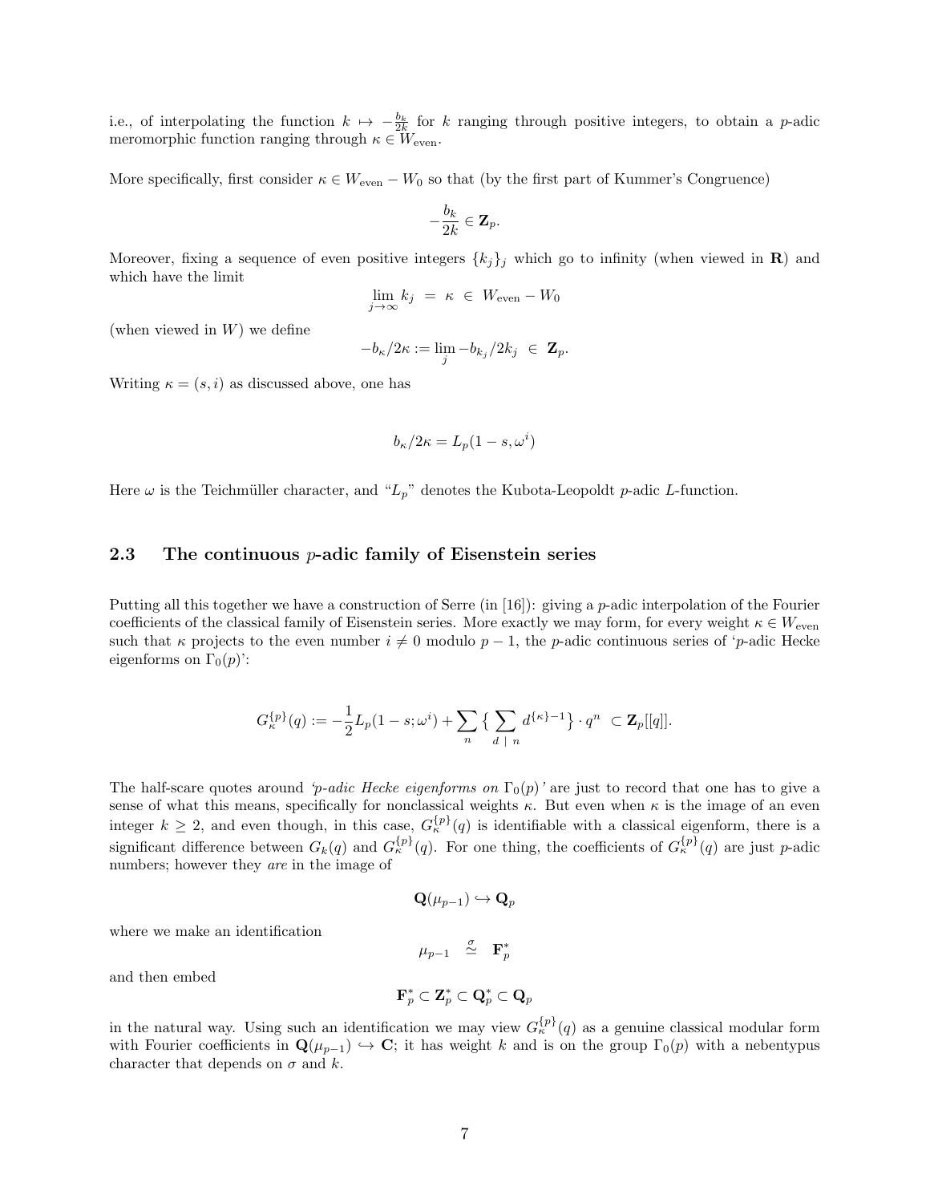i.e., of interpolating the function $k \mapsto -\frac{b_k}{2k}$ for $k$ ranging through positive integers, to obtain a $p$-adic meromorphic function ranging through $\kappa \in W_{\text{even}}$.

More specifically, first consider $\kappa \in W_{\text{even}} - W_0$ so that (by the first part of Kummer's Congruence)

$$-\frac{b_k}{2k} \in \mathbf{Z}_p.$$

Moreover, fixing a sequence of even positive integers $\{k_j\}_j$ which go to infinity (when viewed in $\mathbf{R}$) and which have the limit

$$\lim_{j\to\infty} k_j \ = \ \kappa \ \in \ W_{\text{even}} - W_0$$

(when viewed in $W$) we define

$$-b_\kappa/2\kappa := \lim_j -b_{k_j}/2k_j \ \in \ \mathbf{Z}_p.$$

Writing $\kappa = (s, i)$ as discussed above, one has

$$b_\kappa/2\kappa = L_p(1-s, \omega^i)$$

Here $\omega$ is the Teichmüller character, and "$L_p$" denotes the Kubota-Leopoldt $p$-adic $L$-function.

### 2.3 The continuous $p$-adic family of Eisenstein series

Putting all this together we have a construction of Serre (in [16]): giving a $p$-adic interpolation of the Fourier coefficients of the classical family of Eisenstein series. More exactly we may form, for every weight $\kappa \in W_{\text{even}}$ such that $\kappa$ projects to the even number $i \neq 0$ modulo $p-1$, the $p$-adic continuous series of '$p$-adic Hecke eigenforms on $\Gamma_0(p)$':

$$G_\kappa^{\{p\}}(q) := -\frac{1}{2}L_p(1-s;\omega^i) + \sum_n \big\{ \sum_{d \ | \ n} d^{\{\kappa\}-1} \big\} \cdot q^n \ \subset \mathbf{Z}_p[[q]].$$

The half-scare quotes around *'p-adic Hecke eigenforms on* $\Gamma_0(p)$*'* are just to record that one has to give a sense of what this means, specifically for nonclassical weights $\kappa$. But even when $\kappa$ is the image of an even integer $k \geq 2$, and even though, in this case, $G_\kappa^{\{p\}}(q)$ is identifiable with a classical eigenform, there is a significant difference between $G_k(q)$ and $G_\kappa^{\{p\}}(q)$. For one thing, the coefficients of $G_\kappa^{\{p\}}(q)$ are just $p$-adic numbers; however they *are* in the image of

$$\mathbf{Q}(\mu_{p-1}) \hookrightarrow \mathbf{Q}_p$$

where we make an identification

$$\mu_{p-1} \ \stackrel{\sigma}{\simeq} \ \mathbf{F}_p^*$$

and then embed

$$\mathbf{F}_p^* \subset \mathbf{Z}_p^* \subset \mathbf{Q}_p^* \subset \mathbf{Q}_p$$

in the natural way. Using such an identification we may view $G_\kappa^{\{p\}}(q)$ as a genuine classical modular form with Fourier coefficients in $\mathbf{Q}(\mu_{p-1}) \hookrightarrow \mathbf{C}$; it has weight $k$ and is on the group $\Gamma_0(p)$ with a nebentypus character that depends on $\sigma$ and $k$.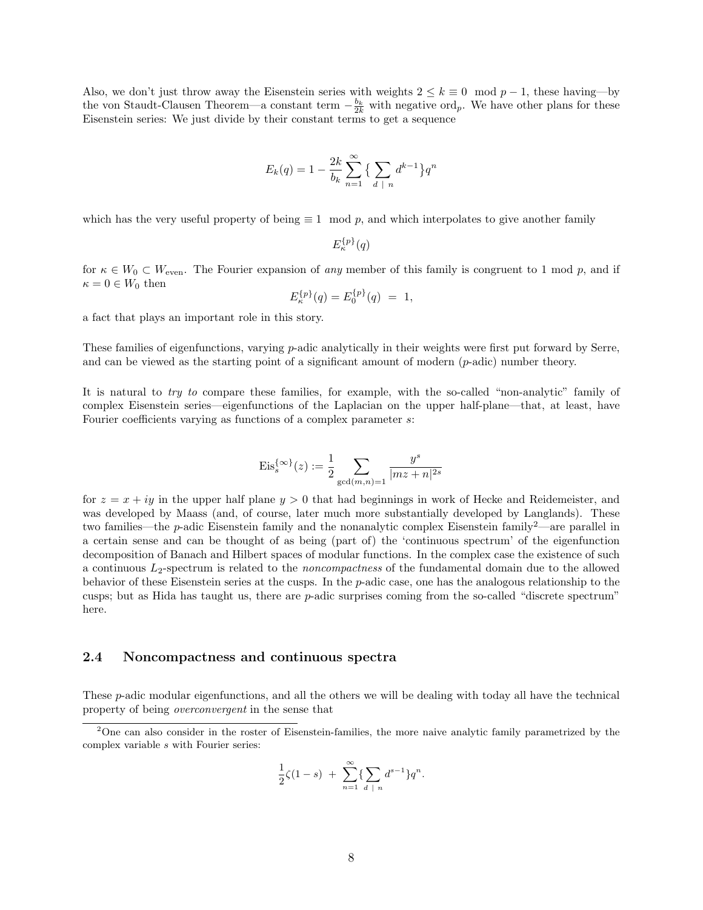Also, we don't just throw away the Eisenstein series with weights $2 \le k \equiv 0 \mod p-1$, these having—by the von Staudt-Clausen Theorem—a constant term $-\frac{b_k}{2k}$ with negative $\mathrm{ord}_p$. We have other plans for these Eisenstein series: We just divide by their constant terms to get a sequence

$$E_k(q) = 1 - \frac{2k}{b_k}\sum_{n=1}^{\infty}\{\sum_{d \mid n} d^{k-1}\}q^n$$

which has the very useful property of being $\equiv 1 \mod p$, and which interpolates to give another family

$$E_\kappa^{\{p\}}(q)$$

for $\kappa \in W_0 \subset W_{\text{even}}$. The Fourier expansion of *any* member of this family is congruent to 1 mod $p$, and if $\kappa = 0 \in W_0$ then

$$E_\kappa^{\{p\}}(q) = E_0^{\{p\}}(q) \;=\; 1,$$

a fact that plays an important role in this story.

These families of eigenfunctions, varying $p$-adic analytically in their weights were first put forward by Serre, and can be viewed as the starting point of a significant amount of modern ($p$-adic) number theory.

It is natural to *try to* compare these families, for example, with the so-called "non-analytic" family of complex Eisenstein series—eigenfunctions of the Laplacian on the upper half-plane—that, at least, have Fourier coefficients varying as functions of a complex parameter $s$:

$$\mathrm{Eis}_s^{\{\infty\}}(z) := \frac{1}{2}\sum_{\gcd(m,n)=1}\frac{y^s}{|mz+n|^{2s}}$$

for $z = x + iy$ in the upper half plane $y > 0$ that had beginnings in work of Hecke and Reidemeister, and was developed by Maass (and, of course, later much more substantially developed by Langlands). These two families—the $p$-adic Eisenstein family and the nonanalytic complex Eisenstein family[2]—are parallel in a certain sense and can be thought of as being (part of) the 'continuous spectrum' of the eigenfunction decomposition of Banach and Hilbert spaces of modular functions. In the complex case the existence of such a continuous $L_2$-spectrum is related to the *noncompactness* of the fundamental domain due to the allowed behavior of these Eisenstein series at the cusps. In the $p$-adic case, one has the analogous relationship to the cusps; but as Hida has taught us, there are $p$-adic surprises coming from the so-called "discrete spectrum" here.

### 2.4 Noncompactness and continuous spectra

These $p$-adic modular eigenfunctions, and all the others we will be dealing with today all have the technical property of being *overconvergent* in the sense that

[2]One can also consider in the roster of Eisenstein-families, the more naive analytic family parametrized by the complex variable $s$ with Fourier series:

$$\frac{1}{2}\zeta(1-s) \;+\; \sum_{n=1}^{\infty}\{\sum_{d \mid n} d^{s-1}\}q^n.$$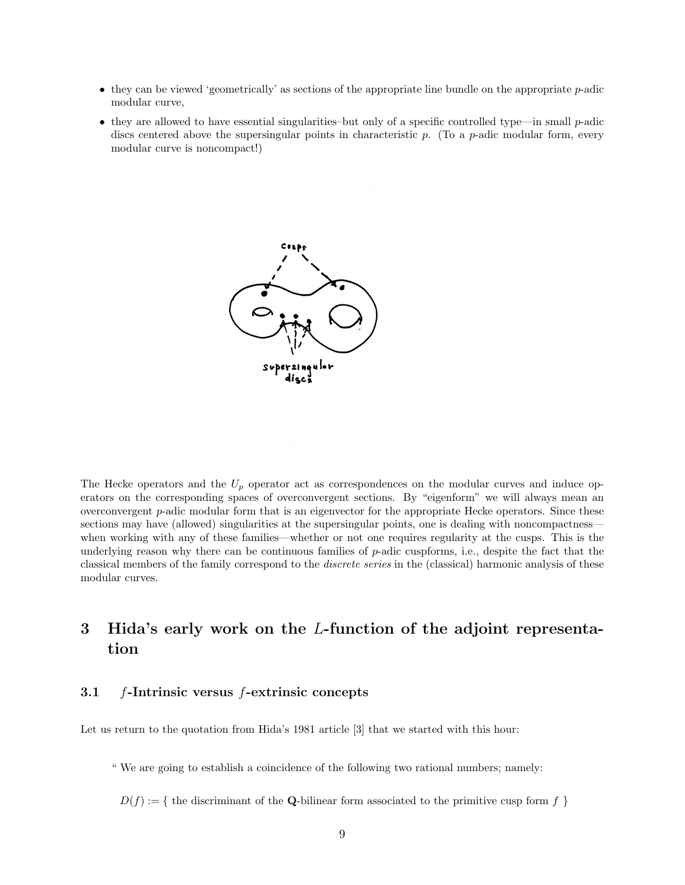- they can be viewed 'geometrically' as sections of the appropriate line bundle on the appropriate $p$-adic modular curve,
- they are allowed to have essential singularities–but only of a specific controlled type—in small $p$-adic discs centered above the supersingular points in characteristic $p$. (To a $p$-adic modular form, every modular curve is noncompact!)

The Hecke operators and the $U_p$ operator act as correspondences on the modular curves and induce operators on the corresponding spaces of overconvergent sections. By "eigenform" we will always mean an overconvergent $p$-adic modular form that is an eigenvector for the appropriate Hecke operators. Since these sections may have (allowed) singularities at the supersingular points, one is dealing with noncompactness—when working with any of these families—whether or not one requires regularity at the cusps. This is the underlying reason why there can be continuous families of $p$-adic cuspforms, i.e., despite the fact that the classical members of the family correspond to the *discrete series* in the (classical) harmonic analysis of these modular curves.

# 3 Hida's early work on the $L$-function of the adjoint representation

## 3.1 $f$-Intrinsic versus $f$-extrinsic concepts

Let us return to the quotation from Hida's 1981 article [3] that we started with this hour:

> " We are going to establish a coincidence of the following two rational numbers; namely:
>
> $D(f) :=$ { the discriminant of the $\mathbf{Q}$-bilinear form associated to the primitive cusp form $f$ }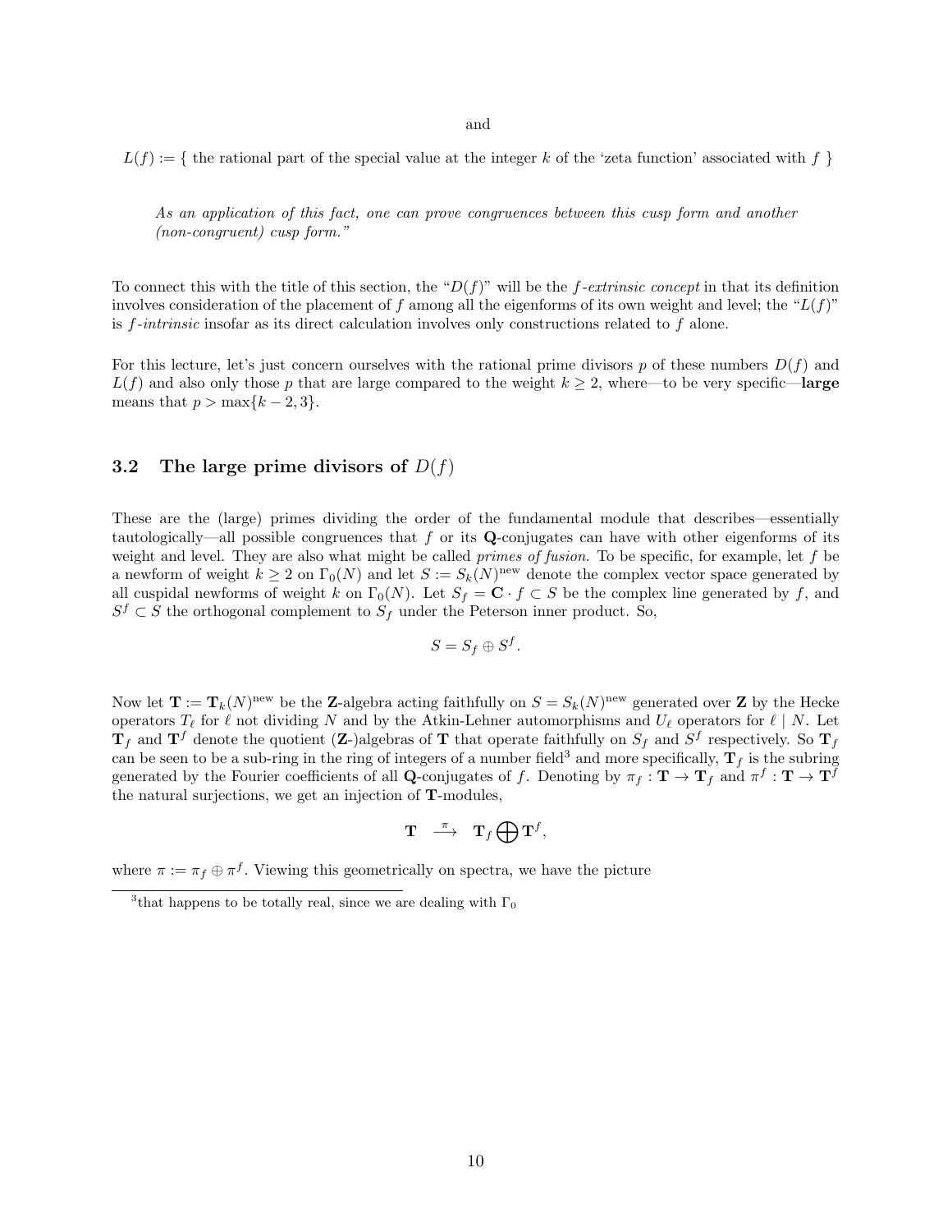and

$L(f) :=$ { the rational part of the special value at the integer $k$ of the 'zeta function' associated with $f$ }

> *As an application of this fact, one can prove congruences between this cusp form and another (non-congruent) cusp form."*

To connect this with the title of this section, the "$D(f)$" will be the *$f$-extrinsic concept* in that its definition involves consideration of the placement of $f$ among all the eigenforms of its own weight and level; the "$L(f)$" is *$f$-intrinsic* insofar as its direct calculation involves only constructions related to $f$ alone.

For this lecture, let's just concern ourselves with the rational prime divisors $p$ of these numbers $D(f)$ and $L(f)$ and also only those $p$ that are large compared to the weight $k \geq 2$, where—to be very specific—**large** means that $p > \max\{k-2, 3\}$.

### 3.2 The large prime divisors of $D(f)$

These are the (large) primes dividing the order of the fundamental module that describes—essentially tautologically—all possible congruences that $f$ or its $\mathbf{Q}$-conjugates can have with other eigenforms of its weight and level. They are also what might be called *primes of fusion*. To be specific, for example, let $f$ be a newform of weight $k \geq 2$ on $\Gamma_0(N)$ and let $S := S_k(N)^{\text{new}}$ denote the complex vector space generated by all cuspidal newforms of weight $k$ on $\Gamma_0(N)$. Let $S_f = \mathbf{C} \cdot f \subset S$ be the complex line generated by $f$, and $S^f \subset S$ the orthogonal complement to $S_f$ under the Peterson inner product. So,

$$S = S_f \oplus S^f.$$

Now let $\mathbf{T} := \mathbf{T}_k(N)^{\text{new}}$ be the $\mathbf{Z}$-algebra acting faithfully on $S = S_k(N)^{\text{new}}$ generated over $\mathbf{Z}$ by the Hecke operators $T_\ell$ for $\ell$ not dividing $N$ and by the Atkin-Lehner automorphisms and $U_\ell$ operators for $\ell \mid N$. Let $\mathbf{T}_f$ and $\mathbf{T}^f$ denote the quotient ($\mathbf{Z}$-)algebras of $\mathbf{T}$ that operate faithfully on $S_f$ and $S^f$ respectively. So $\mathbf{T}_f$ can be seen to be a sub-ring in the ring of integers of a number field[3] and more specifically, $\mathbf{T}_f$ is the subring generated by the Fourier coefficients of all $\mathbf{Q}$-conjugates of $f$. Denoting by $\pi_f : \mathbf{T} \to \mathbf{T}_f$ and $\pi^f : \mathbf{T} \to \mathbf{T}^f$ the natural surjections, we get an injection of $\mathbf{T}$-modules,

$$\mathbf{T} \ \stackrel{\pi}{\longrightarrow} \ \mathbf{T}_f \bigoplus \mathbf{T}^f,$$

where $\pi := \pi_f \oplus \pi^f$. Viewing this geometrically on spectra, we have the picture

[3] that happens to be totally real, since we are dealing with $\Gamma_0$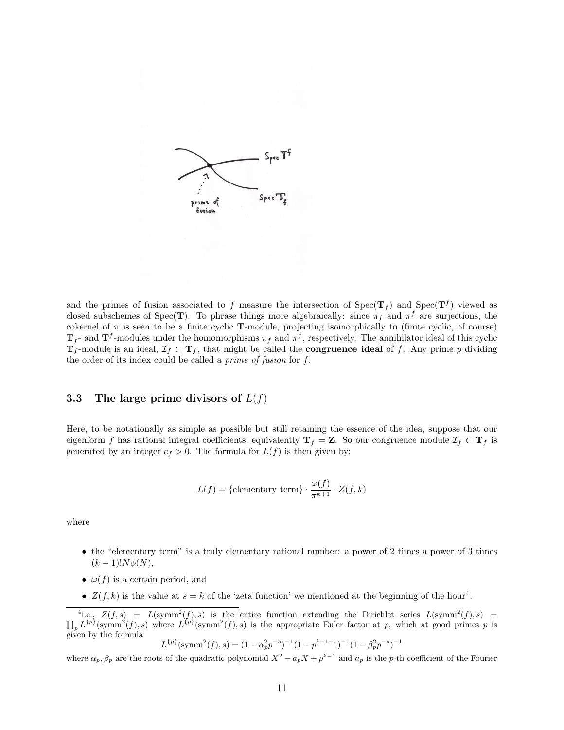and the primes of fusion associated to $f$ measure the intersection of Spec($\mathbf{T}_f$) and Spec($\mathbf{T}^f$) viewed as closed subschemes of Spec($\mathbf{T}$). To phrase things more algebraically: since $\pi_f$ and $\pi^f$ are surjections, the cokernel of $\pi$ is seen to be a finite cyclic $\mathbf{T}$-module, projecting isomorphically to (finite cyclic, of course) $\mathbf{T}_f$- and $\mathbf{T}^f$-modules under the homomorphisms $\pi_f$ and $\pi^f$, respectively. The annihilator ideal of this cyclic $\mathbf{T}_f$-module is an ideal, $\mathcal{I}_f \subset \mathbf{T}_f$, that might be called the **congruence ideal** of $f$. Any prime $p$ dividing the order of its index could be called a *prime of fusion* for $f$.

### 3.3 The large prime divisors of $L(f)$

Here, to be notationally as simple as possible but still retaining the essence of the idea, suppose that our eigenform $f$ has rational integral coefficients; equivalently $\mathbf{T}_f = \mathbf{Z}$. So our congruence module $\mathcal{I}_f \subset \mathbf{T}_f$ is generated by an integer $c_f > 0$. The formula for $L(f)$ is then given by:

$$L(f) = \{\text{elementary term}\} \cdot \frac{\omega(f)}{\pi^{k+1}} \cdot Z(f,k)$$

where

- the "elementary term" is a truly elementary rational number: a power of 2 times a power of 3 times $(k-1)!N\phi(N)$,
- $\omega(f)$ is a certain period, and
- $Z(f,k)$ is the value at $s = k$ of the 'zeta function' we mentioned at the beginning of the hour[4].

[4] i.e., $Z(f,s) = L(\text{symm}^2(f), s)$ is the entire function extending the Dirichlet series $L(\text{symm}^2(f), s) = \prod_p L^{\{p\}}(\text{symm}^2(f), s)$ where $L^{\{p\}}(\text{symm}^2(f), s)$ is the appropriate Euler factor at $p$, which at good primes $p$ is given by the formula

$$L^{\{p\}}(\text{symm}^2(f), s) = (1 - \alpha_p^2 p^{-s})^{-1}(1 - p^{k-1-s})^{-1}(1 - \beta_p^2 p^{-s})^{-1}$$

where $\alpha_p, \beta_p$ are the roots of the quadratic polynomial $X^2 - a_p X + p^{k-1}$ and $a_p$ is the $p$-th coefficient of the Fourier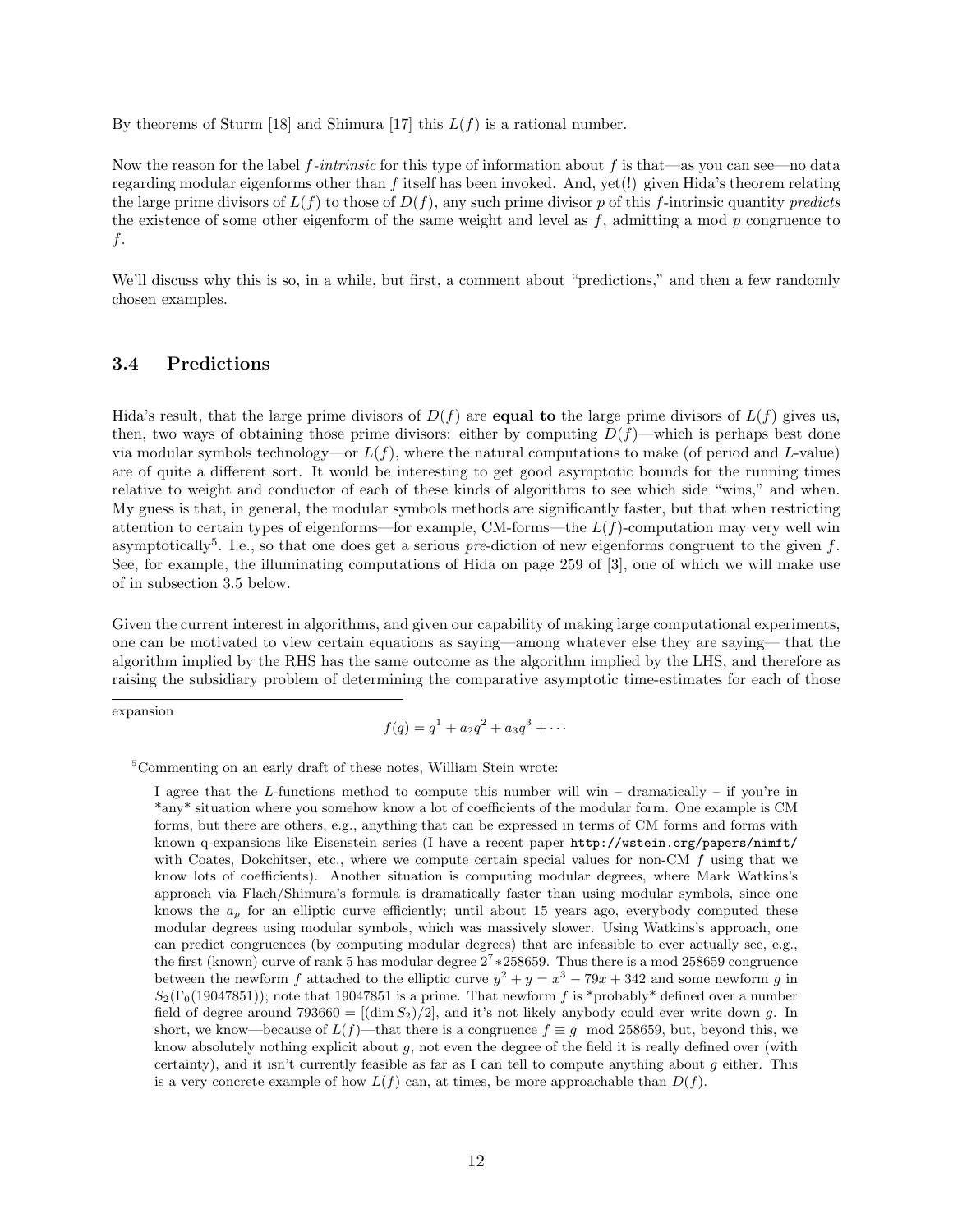By theorems of Sturm [18] and Shimura [17] this $L(f)$ is a rational number.

Now the reason for the label *f-intrinsic* for this type of information about $f$ is that—as you can see—no data regarding modular eigenforms other than $f$ itself has been invoked. And, yet(!) given Hida's theorem relating the large prime divisors of $L(f)$ to those of $D(f)$, any such prime divisor $p$ of this $f$-intrinsic quantity *predicts* the existence of some other eigenform of the same weight and level as $f$, admitting a mod $p$ congruence to $f$.

We'll discuss why this is so, in a while, but first, a comment about "predictions," and then a few randomly chosen examples.

### 3.4 Predictions

Hida's result, that the large prime divisors of $D(f)$ are **equal to** the large prime divisors of $L(f)$ gives us, then, two ways of obtaining those prime divisors: either by computing $D(f)$—which is perhaps best done via modular symbols technology—or $L(f)$, where the natural computations to make (of period and $L$-value) are of quite a different sort. It would be interesting to get good asymptotic bounds for the running times relative to weight and conductor of each of these kinds of algorithms to see which side "wins," and when. My guess is that, in general, the modular symbols methods are significantly faster, but that when restricting attention to certain types of eigenforms—for example, CM-forms—the $L(f)$-computation may very well win asymptotically[5]. I.e., so that one does get a serious *pre*-diction of new eigenforms congruent to the given $f$. See, for example, the illuminating computations of Hida on page 259 of [3], one of which we will make use of in subsection 3.5 below.

Given the current interest in algorithms, and given our capability of making large computational experiments, one can be motivated to view certain equations as saying—among whatever else they are saying— that the algorithm implied by the RHS has the same outcome as the algorithm implied by the LHS, and therefore as raising the subsidiary problem of determining the comparative asymptotic time-estimates for each of those

---

expansion

$$f(q) = q^1 + a_2q^2 + a_3q^3 + \cdots$$

[5]Commenting on an early draft of these notes, William Stein wrote:

> I agree that the $L$-functions method to compute this number will win – dramatically – if you're in *any* situation where you somehow know a lot of coefficients of the modular form. One example is CM forms, but there are others, e.g., anything that can be expressed in terms of CM forms and forms with known q-expansions like Eisenstein series (I have a recent paper `http://wstein.org/papers/nimft/` with Coates, Dokchitser, etc., where we compute certain special values for non-CM $f$ using that we know lots of coefficients). Another situation is computing modular degrees, where Mark Watkins's approach via Flach/Shimura's formula is dramatically faster than using modular symbols, since one knows the $a_p$ for an elliptic curve efficiently; until about 15 years ago, everybody computed these modular degrees using modular symbols, which was massively slower. Using Watkins's approach, one can predict congruences (by computing modular degrees) that are infeasible to ever actually see, e.g., the first (known) curve of rank 5 has modular degree $2^7 * 258659$. Thus there is a mod 258659 congruence between the newform $f$ attached to the elliptic curve $y^2 + y = x^3 - 79x + 342$ and some newform $g$ in $S_2(\Gamma_0(19047851))$; note that 19047851 is a prime. That newform $f$ is *probably* defined over a number field of degree around $793660 = [(\dim S_2)/2]$, and it's not likely anybody could ever write down $g$. In short, we know—because of $L(f)$—that there is a congruence $f \equiv g \mod 258659$, but, beyond this, we know absolutely nothing explicit about $g$, not even the degree of the field it is really defined over (with certainty), and it isn't currently feasible as far as I can tell to compute anything about $g$ either. This is a very concrete example of how $L(f)$ can, at times, be more approachable than $D(f)$.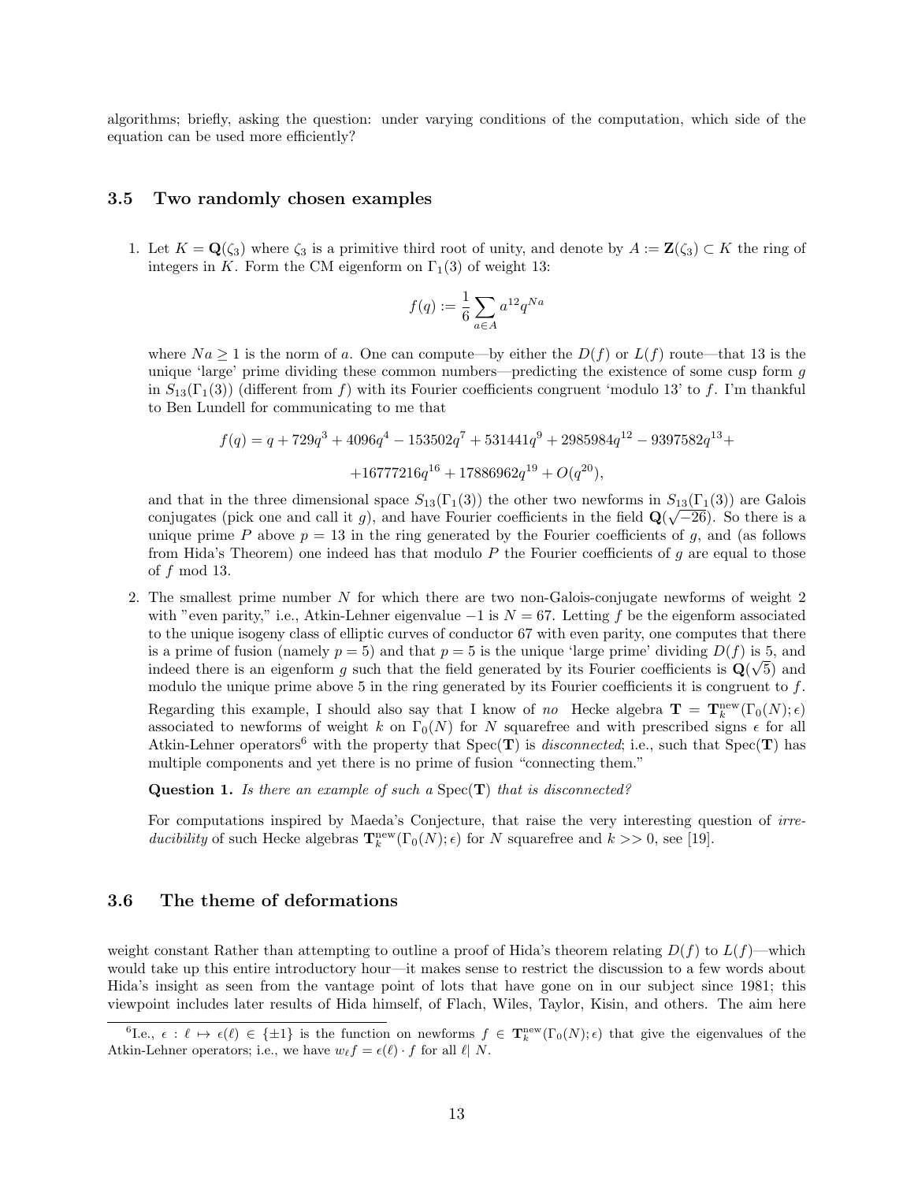algorithms; briefly, asking the question: under varying conditions of the computation, which side of the equation can be used more efficiently?

### 3.5 Two randomly chosen examples

1. Let $K = \mathbf{Q}(\zeta_3)$ where $\zeta_3$ is a primitive third root of unity, and denote by $A := \mathbf{Z}(\zeta_3) \subset K$ the ring of integers in $K$. Form the CM eigenform on $\Gamma_1(3)$ of weight 13:

$$f(q) := \frac{1}{6}\sum_{a \in A} a^{12} q^{Na}$$

where $Na \geq 1$ is the norm of $a$. One can compute—by either the $D(f)$ or $L(f)$ route—that 13 is the unique 'large' prime dividing these common numbers—predicting the existence of some cusp form $g$ in $S_{13}(\Gamma_1(3))$ (different from $f$) with its Fourier coefficients congruent 'modulo 13' to $f$. I'm thankful to Ben Lundell for communicating to me that

$$f(q) = q + 729q^3 + 4096q^4 - 153502q^7 + 531441q^9 + 2985984q^{12} - 9397582q^{13} +$$

$$+16777216q^{16} + 17886962q^{19} + O(q^{20}),$$

and that in the three dimensional space $S_{13}(\Gamma_1(3))$ the other two newforms in $S_{13}(\Gamma_1(3))$ are Galois conjugates (pick one and call it $g$), and have Fourier coefficients in the field $\mathbf{Q}(\sqrt{-26})$. So there is a unique prime $P$ above $p = 13$ in the ring generated by the Fourier coefficients of $g$, and (as follows from Hida's Theorem) one indeed has that modulo $P$ the Fourier coefficients of $g$ are equal to those of $f$ mod 13.

2. The smallest prime number $N$ for which there are two non-Galois-conjugate newforms of weight 2 with "even parity," i.e., Atkin-Lehner eigenvalue $-1$ is $N = 67$. Letting $f$ be the eigenform associated to the unique isogeny class of elliptic curves of conductor 67 with even parity, one computes that there is a prime of fusion (namely $p = 5$) and that $p = 5$ is the unique 'large prime' dividing $D(f)$ is 5, and indeed there is an eigenform $g$ such that the field generated by its Fourier coefficients is $\mathbf{Q}(\sqrt{5})$ and modulo the unique prime above 5 in the ring generated by its Fourier coefficients it is congruent to $f$.

   Regarding this example, I should also say that I know of *no* Hecke algebra $\mathbf{T} = \mathbf{T}_k^{\text{new}}(\Gamma_0(N); \epsilon)$ associated to newforms of weight $k$ on $\Gamma_0(N)$ for $N$ squarefree and with prescribed signs $\epsilon$ for all Atkin-Lehner operators[6] with the property that Spec($\mathbf{T}$) is *disconnected*; i.e., such that Spec($\mathbf{T}$) has multiple components and yet there is no prime of fusion "connecting them."

   **Question 1.** *Is there an example of such a* Spec($\mathbf{T}$) *that is disconnected?*

   For computations inspired by Maeda's Conjecture, that raise the very interesting question of *irreducibility* of such Hecke algebras $\mathbf{T}_k^{\text{new}}(\Gamma_0(N); \epsilon)$ for $N$ squarefree and $k >> 0$, see [19].

### 3.6 The theme of deformations

weight constant Rather than attempting to outline a proof of Hida's theorem relating $D(f)$ to $L(f)$—which would take up this entire introductory hour—it makes sense to restrict the discussion to a few words about Hida's insight as seen from the vantage point of lots that have gone on in our subject since 1981; this viewpoint includes later results of Hida himself, of Flach, Wiles, Taylor, Kisin, and others. The aim here

[6] I.e., $\epsilon : \ell \mapsto \epsilon(\ell) \in \{\pm 1\}$ is the function on newforms $f \in \mathbf{T}_k^{\text{new}}(\Gamma_0(N); \epsilon)$ that give the eigenvalues of the Atkin-Lehner operators; i.e., we have $w_\ell f = \epsilon(\ell) \cdot f$ for all $\ell |\ N$.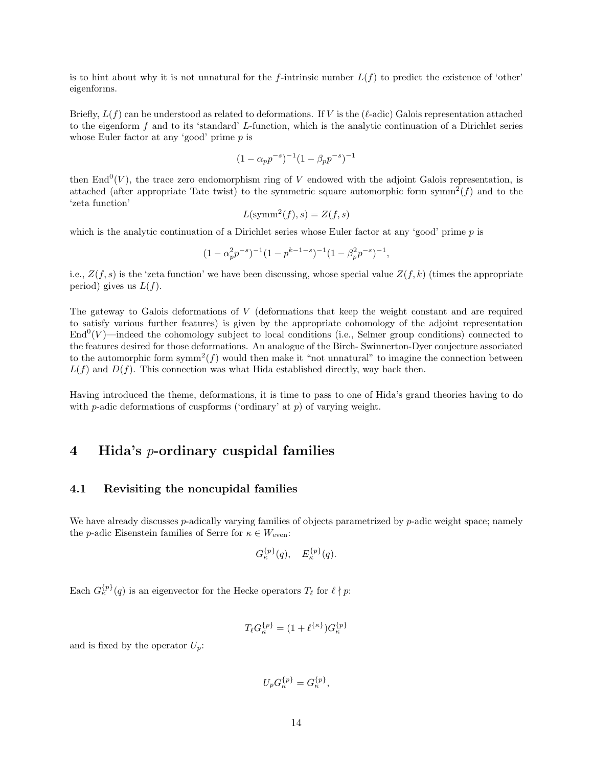is to hint about why it is not unnatural for the $f$-intrinsic number $L(f)$ to predict the existence of 'other' eigenforms.

Briefly, $L(f)$ can be understood as related to deformations. If $V$ is the ($\ell$-adic) Galois representation attached to the eigenform $f$ and to its 'standard' $L$-function, which is the analytic continuation of a Dirichlet series whose Euler factor at any 'good' prime $p$ is

$$(1 - \alpha_p p^{-s})^{-1}(1 - \beta_p p^{-s})^{-1}$$

then $\mathrm{End}^0(V)$, the trace zero endomorphism ring of $V$ endowed with the adjoint Galois representation, is attached (after appropriate Tate twist) to the symmetric square automorphic form $\mathrm{symm}^2(f)$ and to the 'zeta function'

$$L(\mathrm{symm}^2(f), s) = Z(f, s)$$

which is the analytic continuation of a Dirichlet series whose Euler factor at any 'good' prime $p$ is

$$(1 - \alpha_p^2 p^{-s})^{-1}(1 - p^{k-1-s})^{-1}(1 - \beta_p^2 p^{-s})^{-1},$$

i.e., $Z(f, s)$ is the 'zeta function' we have been discussing, whose special value $Z(f, k)$ (times the appropriate period) gives us $L(f)$.

The gateway to Galois deformations of $V$ (deformations that keep the weight constant and are required to satisfy various further features) is given by the appropriate cohomology of the adjoint representation $\mathrm{End}^0(V)$—indeed the cohomology subject to local conditions (i.e., Selmer group conditions) connected to the features desired for those deformations. An analogue of the Birch- Swinnerton-Dyer conjecture associated to the automorphic form $\mathrm{symm}^2(f)$ would then make it "not unnatural" to imagine the connection between $L(f)$ and $D(f)$. This connection was what Hida established directly, way back then.

Having introduced the theme, deformations, it is time to pass to one of Hida's grand theories having to do with $p$-adic deformations of cuspforms ('ordinary' at $p$) of varying weight.

# 4 Hida's $p$-ordinary cuspidal families

## 4.1 Revisiting the noncupidal families

We have already discusses $p$-adically varying families of objects parametrized by $p$-adic weight space; namely the $p$-adic Eisenstein families of Serre for $\kappa \in W_{\mathrm{even}}$:

$$G_{\kappa}^{\{p\}}(q), \quad E_{\kappa}^{\{p\}}(q).$$

Each $G_{\kappa}^{\{p\}}(q)$ is an eigenvector for the Hecke operators $T_\ell$ for $\ell \nmid p$:

$$T_\ell G_{\kappa}^{\{p\}} = (1 + \ell^{\{\kappa\}})G_{\kappa}^{\{p\}}$$

and is fixed by the operator $U_p$:

$$U_p G_{\kappa}^{\{p\}} = G_{\kappa}^{\{p\}},$$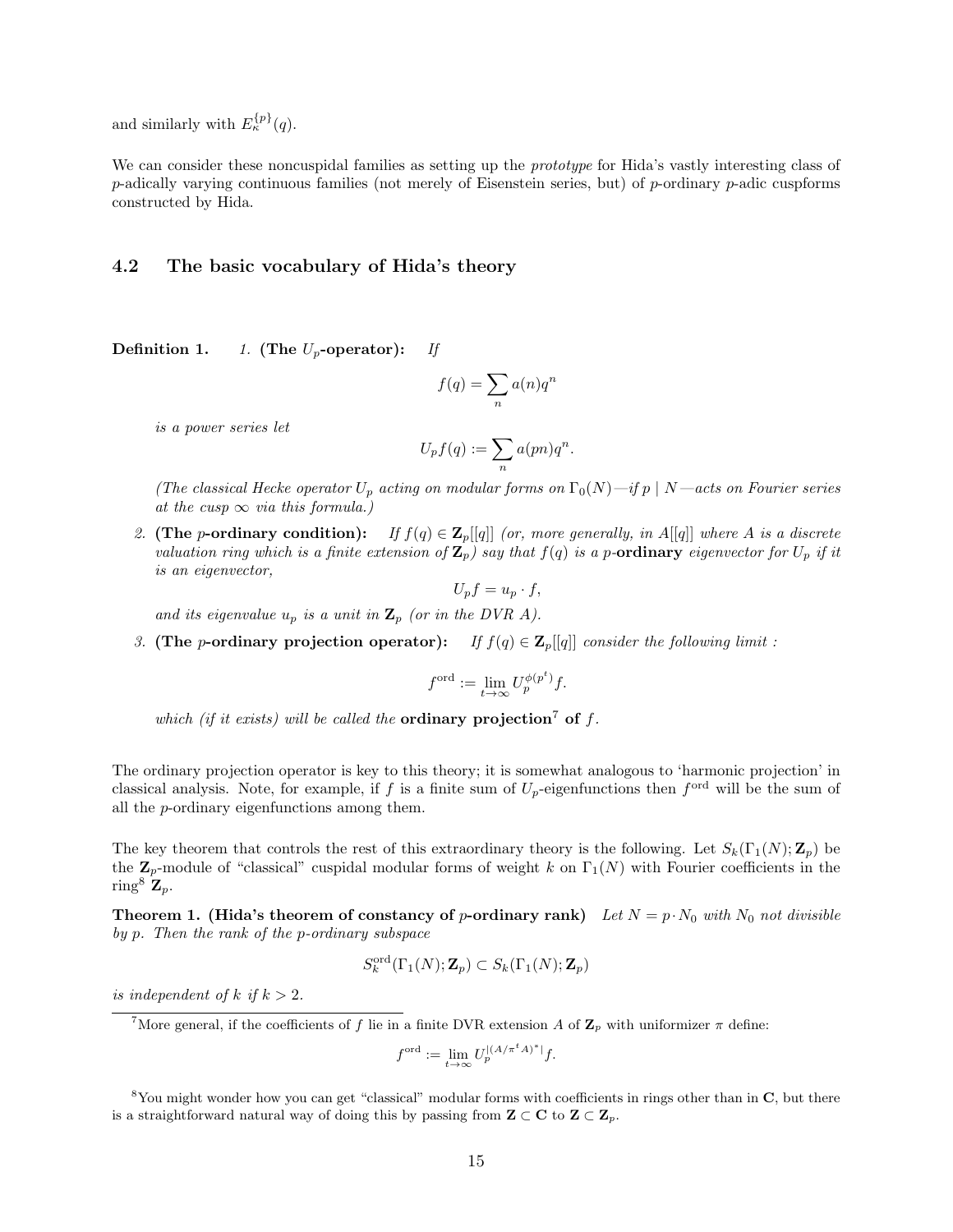and similarly with $E_\kappa^{\{p\}}(q)$.

We can consider these noncuspidal families as setting up the *prototype* for Hida's vastly interesting class of $p$-adically varying continuous families (not merely of Eisenstein series, but) of $p$-ordinary $p$-adic cuspforms constructed by Hida.

## 4.2 The basic vocabulary of Hida's theory

**Definition 1.** *1.* **(The $U_p$-operator):** *If*

$$f(q) = \sum_n a(n)q^n$$

*is a power series let*

$$U_p f(q) := \sum_n a(pn)q^n.$$

*(The classical Hecke operator $U_p$ acting on modular forms on $\Gamma_0(N)$—if $p \mid N$—acts on Fourier series at the cusp $\infty$ via this formula.)*

*2.* **(The $p$-ordinary condition):** *If $f(q) \in \mathbf{Z}_p[[q]]$ (or, more generally, in $A[[q]]$ where $A$ is a discrete valuation ring which is a finite extension of $\mathbf{Z}_p$) say that $f(q)$ is a $p$-***ordinary** *eigenvector for $U_p$ if it is an eigenvector,*

$$U_p f = u_p \cdot f,$$

*and its eigenvalue $u_p$ is a unit in $\mathbf{Z}_p$ (or in the DVR $A$).*

*3.* **(The $p$-ordinary projection operator):** *If $f(q) \in \mathbf{Z}_p[[q]]$ consider the following limit :*

$$f^{\mathrm{ord}} := \lim_{t\to\infty} U_p^{\phi(p^t)} f.$$

*which (if it exists) will be called the* **ordinary projection**[7] **of** *$f$.*

The ordinary projection operator is key to this theory; it is somewhat analogous to 'harmonic projection' in classical analysis. Note, for example, if $f$ is a finite sum of $U_p$-eigenfunctions then $f^{\mathrm{ord}}$ will be the sum of all the $p$-ordinary eigenfunctions among them.

The key theorem that controls the rest of this extraordinary theory is the following. Let $S_k(\Gamma_1(N); \mathbf{Z}_p)$ be the $\mathbf{Z}_p$-module of "classical" cuspidal modular forms of weight $k$ on $\Gamma_1(N)$ with Fourier coefficients in the ring[8] $\mathbf{Z}_p$.

**Theorem 1. (Hida's theorem of constancy of $p$-ordinary rank)** *Let $N = p \cdot N_0$ with $N_0$ not divisible by $p$. Then the rank of the $p$-ordinary subspace*

$$S_k^{\mathrm{ord}}(\Gamma_1(N); \mathbf{Z}_p) \subset S_k(\Gamma_1(N); \mathbf{Z}_p)$$

*is independent of $k$ if $k > 2$.*

---

[7] More general, if the coefficients of $f$ lie in a finite DVR extension $A$ of $\mathbf{Z}_p$ with uniformizer $\pi$ define:

$$f^{\mathrm{ord}} := \lim_{t\to\infty} U_p^{|(A/\pi^t A)^*|} f.$$

[8] You might wonder how you can get "classical" modular forms with coefficients in rings other than in $\mathbf{C}$, but there is a straightforward natural way of doing this by passing from $\mathbf{Z} \subset \mathbf{C}$ to $\mathbf{Z} \subset \mathbf{Z}_p$.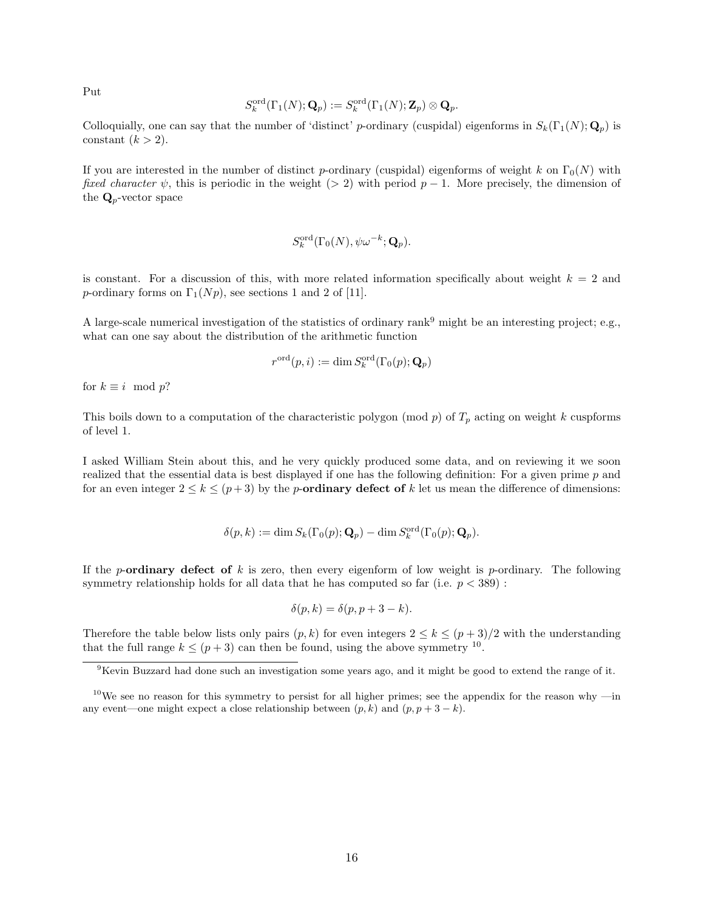Put

$$S_k^{\text{ord}}(\Gamma_1(N); \mathbf{Q}_p) := S_k^{\text{ord}}(\Gamma_1(N); \mathbf{Z}_p) \otimes \mathbf{Q}_p.$$

Colloquially, one can say that the number of 'distinct' $p$-ordinary (cuspidal) eigenforms in $S_k(\Gamma_1(N); \mathbf{Q}_p)$ is constant ($k > 2$).

If you are interested in the number of distinct $p$-ordinary (cuspidal) eigenforms of weight $k$ on $\Gamma_0(N)$ with *fixed character* $\psi$, this is periodic in the weight ($> 2$) with period $p-1$. More precisely, the dimension of the $\mathbf{Q}_p$-vector space

$$S_k^{\text{ord}}(\Gamma_0(N), \psi\omega^{-k}; \mathbf{Q}_p).$$

is constant. For a discussion of this, with more related information specifically about weight $k = 2$ and $p$-ordinary forms on $\Gamma_1(Np)$, see sections 1 and 2 of [11].

A large-scale numerical investigation of the statistics of ordinary rank[9] might be an interesting project; e.g., what can one say about the distribution of the arithmetic function

$$r^{\text{ord}}(p, i) := \dim S_k^{\text{ord}}(\Gamma_0(p); \mathbf{Q}_p)$$

for $k \equiv i \mod p$?

This boils down to a computation of the characteristic polygon (mod $p$) of $T_p$ acting on weight $k$ cuspforms of level 1.

I asked William Stein about this, and he very quickly produced some data, and on reviewing it we soon realized that the essential data is best displayed if one has the following definition: For a given prime $p$ and for an even integer $2 \le k \le (p+3)$ by the $p$-**ordinary defect of** $k$ let us mean the difference of dimensions:

$$\delta(p, k) := \dim S_k(\Gamma_0(p); \mathbf{Q}_p) - \dim S_k^{\text{ord}}(\Gamma_0(p); \mathbf{Q}_p).$$

If the $p$-**ordinary defect of** $k$ is zero, then every eigenform of low weight is $p$-ordinary. The following symmetry relationship holds for all data that he has computed so far (i.e. $p < 389$) :

$$\delta(p, k) = \delta(p, p+3-k).$$

Therefore the table below lists only pairs $(p, k)$ for even integers $2 \le k \le (p+3)/2$ with the understanding that the full range $k \le (p+3)$ can then be found, using the above symmetry [10].

[9] Kevin Buzzard had done such an investigation some years ago, and it might be good to extend the range of it.

[10] We see no reason for this symmetry to persist for all higher primes; see the appendix for the reason why —in any event—one might expect a close relationship between $(p, k)$ and $(p, p+3-k)$.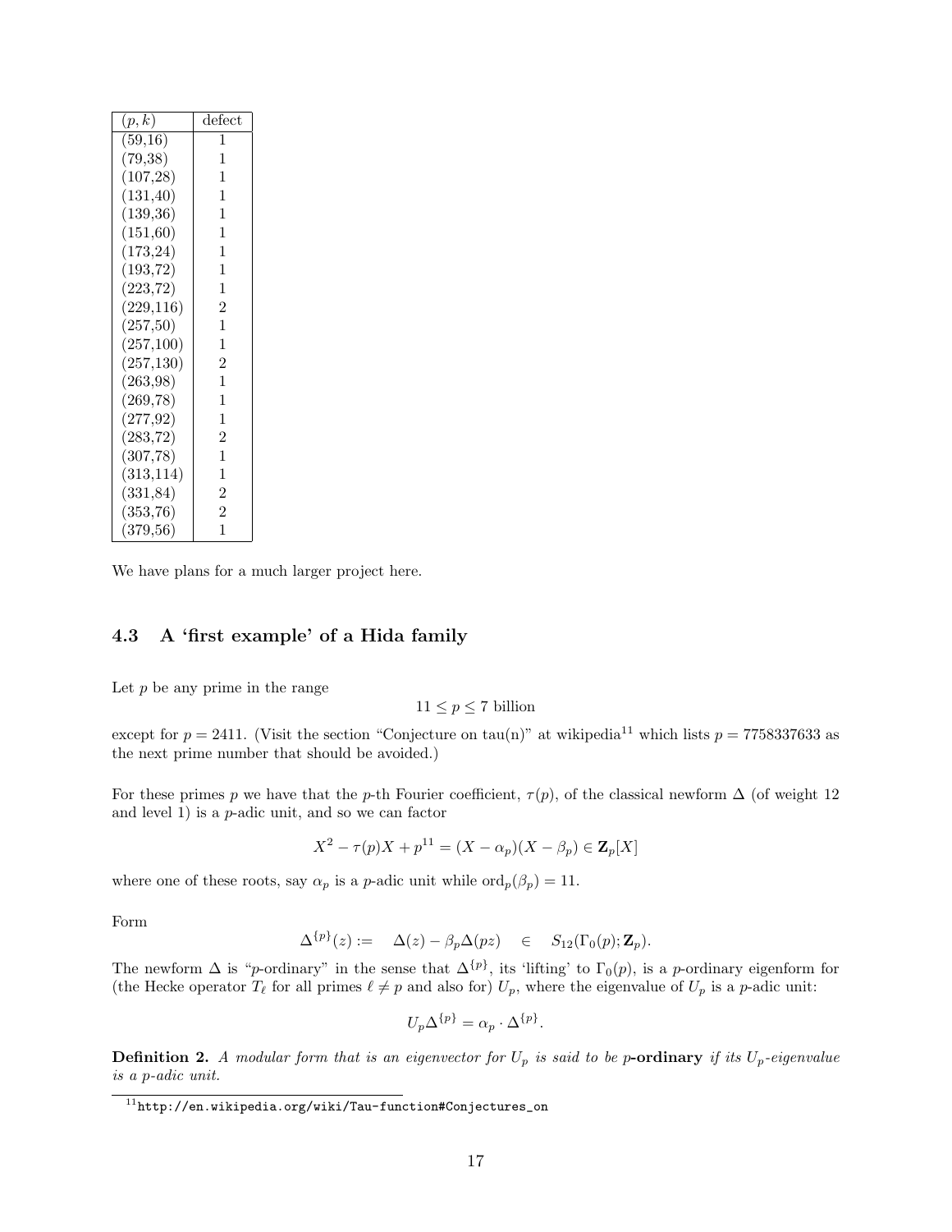| $(p,k)$ | defect |
|---|---|
| (59,16) | 1 |
| (79,38) | 1 |
| (107,28) | 1 |
| (131,40) | 1 |
| (139,36) | 1 |
| (151,60) | 1 |
| (173,24) | 1 |
| (193,72) | 1 |
| (223,72) | 1 |
| (229,116) | 2 |
| (257,50) | 1 |
| (257,100) | 1 |
| (257,130) | 2 |
| (263,98) | 1 |
| (269,78) | 1 |
| (277,92) | 1 |
| (283,72) | 2 |
| (307,78) | 1 |
| (313,114) | 1 |
| (331,84) | 2 |
| (353,76) | 2 |
| (379,56) | 1 |

We have plans for a much larger project here.

### 4.3 A 'first example' of a Hida family

Let $p$ be any prime in the range

$$11 \leq p \leq 7 \text{ billion}$$

except for $p = 2411$. (Visit the section "Conjecture on tau(n)" at wikipedia[11] which lists $p = 7758337633$ as the next prime number that should be avoided.)

For these primes $p$ we have that the $p$-th Fourier coefficient, $\tau(p)$, of the classical newform $\Delta$ (of weight 12 and level 1) is a $p$-adic unit, and so we can factor

$$X^2 - \tau(p)X + p^{11} = (X - \alpha_p)(X - \beta_p) \in \mathbf{Z}_p[X]$$

where one of these roots, say $\alpha_p$ is a $p$-adic unit while $\text{ord}_p(\beta_p) = 11$.

Form

$$\Delta^{\{p\}}(z) := \quad \Delta(z) - \beta_p \Delta(pz) \quad \in \quad S_{12}(\Gamma_0(p); \mathbf{Z}_p).$$

The newform $\Delta$ is "$p$-ordinary" in the sense that $\Delta^{\{p\}}$, its 'lifting' to $\Gamma_0(p)$, is a $p$-ordinary eigenform for (the Hecke operator $T_\ell$ for all primes $\ell \neq p$ and also for) $U_p$, where the eigenvalue of $U_p$ is a $p$-adic unit:

$$U_p \Delta^{\{p\}} = \alpha_p \cdot \Delta^{\{p\}}.$$

**Definition 2.** *A modular form that is an eigenvector for $U_p$ is said to be* $p$**-ordinary** *if its $U_p$-eigenvalue is a $p$-adic unit.*

[11] http://en.wikipedia.org/wiki/Tau-function#Conjectures_on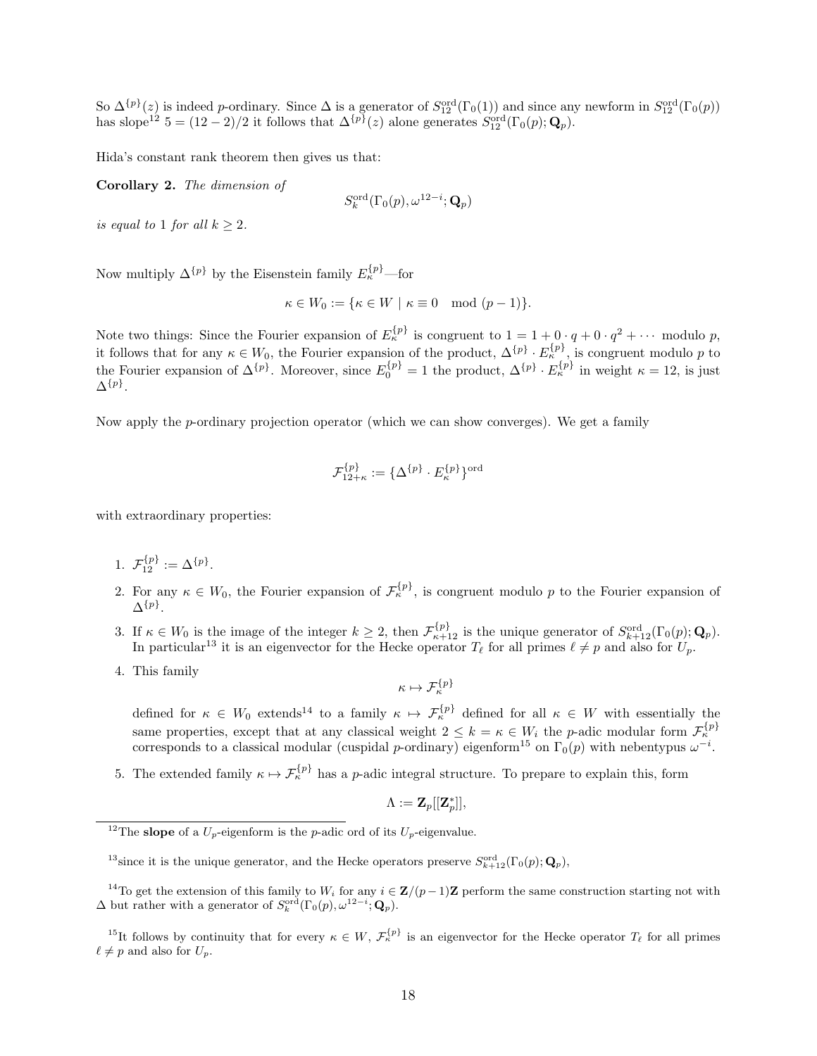So $\Delta^{\{p\}}(z)$ is indeed $p$-ordinary. Since $\Delta$ is a generator of $S_{12}^{\rm ord}(\Gamma_0(1))$ and since any newform in $S_{12}^{\rm ord}(\Gamma_0(p))$ has slope[12] $5 = (12-2)/2$ it follows that $\Delta^{\{p\}}(z)$ alone generates $S_{12}^{\rm ord}(\Gamma_0(p); \mathbf{Q}_p)$.

Hida's constant rank theorem then gives us that:

**Corollary 2.** *The dimension of*

$$S_k^{\rm ord}(\Gamma_0(p), \omega^{12-i}; \mathbf{Q}_p)$$

*is equal to 1 for all $k \geq 2$.*

Now multiply $\Delta^{\{p\}}$ by the Eisenstein family $E_\kappa^{\{p\}}$—for

$$\kappa \in W_0 := \{\kappa \in W \mid \kappa \equiv 0 \mod (p-1)\}.$$

Note two things: Since the Fourier expansion of $E_\kappa^{\{p\}}$ is congruent to $1 = 1 + 0 \cdot q + 0 \cdot q^2 + \cdots$ modulo $p$, it follows that for any $\kappa \in W_0$, the Fourier expansion of the product, $\Delta^{\{p\}} \cdot E_\kappa^{\{p\}}$, is congruent modulo $p$ to the Fourier expansion of $\Delta^{\{p\}}$. Moreover, since $E_0^{\{p\}} = 1$ the product, $\Delta^{\{p\}} \cdot E_\kappa^{\{p\}}$ in weight $\kappa = 12$, is just $\Delta^{\{p\}}$.

Now apply the $p$-ordinary projection operator (which we can show converges). We get a family

$$\mathcal{F}_{12+\kappa}^{\{p\}} := \{\Delta^{\{p\}} \cdot E_\kappa^{\{p\}}\}^{\rm ord}$$

with extraordinary properties:

1. $\mathcal{F}_{12}^{\{p\}} := \Delta^{\{p\}}$.
2. For any $\kappa \in W_0$, the Fourier expansion of $\mathcal{F}_\kappa^{\{p\}}$, is congruent modulo $p$ to the Fourier expansion of $\Delta^{\{p\}}$.
3. If $\kappa \in W_0$ is the image of the integer $k \geq 2$, then $\mathcal{F}_{\kappa+12}^{\{p\}}$ is the unique generator of $S_{k+12}^{\rm ord}(\Gamma_0(p); \mathbf{Q}_p)$. In particular[13] it is an eigenvector for the Hecke operator $T_\ell$ for all primes $\ell \neq p$ and also for $U_p$.
4. This family
$$\kappa \mapsto \mathcal{F}_\kappa^{\{p\}}$$
defined for $\kappa \in W_0$ extends[14] to a family $\kappa \mapsto \mathcal{F}_\kappa^{\{p\}}$ defined for all $\kappa \in W$ with essentially the same properties, except that at any classical weight $2 \leq k = \kappa \in W_i$ the $p$-adic modular form $\mathcal{F}_\kappa^{\{p\}}$ corresponds to a classical modular (cuspidal $p$-ordinary) eigenform[15] on $\Gamma_0(p)$ with nebentypus $\omega^{-i}$.
5. The extended family $\kappa \mapsto \mathcal{F}_\kappa^{\{p\}}$ has a $p$-adic integral structure. To prepare to explain this, form
$$\Lambda := \mathbf{Z}_p[[\mathbf{Z}_p^*]],$$

---

[12] The **slope** of a $U_p$-eigenform is the $p$-adic ord of its $U_p$-eigenvalue.

[13] since it is the unique generator, and the Hecke operators preserve $S_{k+12}^{\rm ord}(\Gamma_0(p); \mathbf{Q}_p)$,

[14] To get the extension of this family to $W_i$ for any $i \in \mathbf{Z}/(p-1)\mathbf{Z}$ perform the same construction starting not with $\Delta$ but rather with a generator of $S_k^{\rm ord}(\Gamma_0(p), \omega^{12-i}; \mathbf{Q}_p)$.

[15] It follows by continuity that for every $\kappa \in W$, $\mathcal{F}_\kappa^{\{p\}}$ is an eigenvector for the Hecke operator $T_\ell$ for all primes $\ell \neq p$ and also for $U_p$.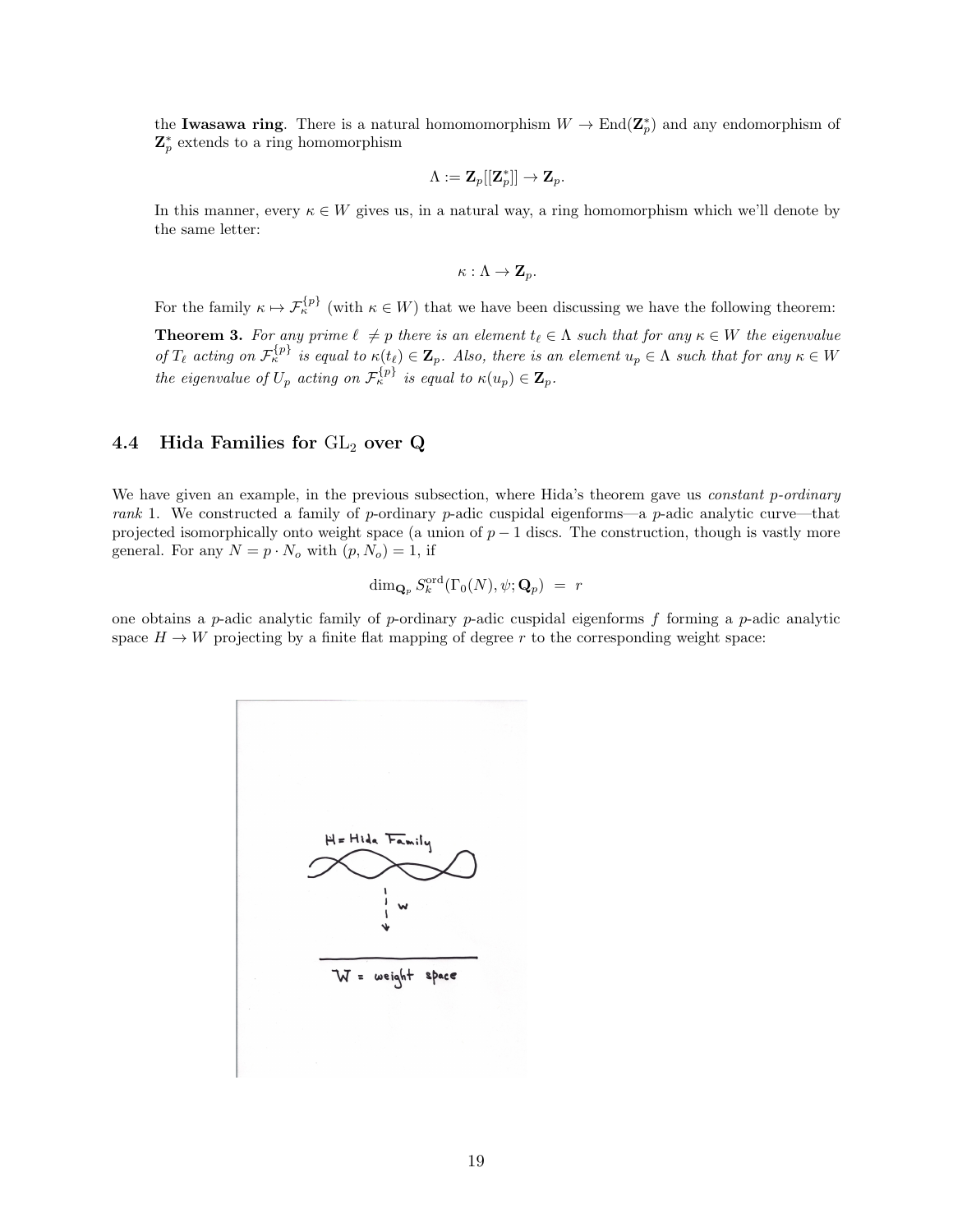the **Iwasawa ring**. There is a natural homomomorphism $W \to \mathrm{End}(\mathbf{Z}_p^*)$ and any endomorphism of $\mathbf{Z}_p^*$ extends to a ring homomorphism

$$\Lambda := \mathbf{Z}_p[[\mathbf{Z}_p^*]] \to \mathbf{Z}_p.$$

In this manner, every $\kappa \in W$ gives us, in a natural way, a ring homomorphism which we'll denote by the same letter:

$$\kappa : \Lambda \to \mathbf{Z}_p.$$

For the family $\kappa \mapsto \mathcal{F}_\kappa^{\{p\}}$ (with $\kappa \in W$) that we have been discussing we have the following theorem:

**Theorem 3.** *For any prime $\ell \neq p$ there is an element $t_\ell \in \Lambda$ such that for any $\kappa \in W$ the eigenvalue of $T_\ell$ acting on $\mathcal{F}_\kappa^{\{p\}}$ is equal to $\kappa(t_\ell) \in \mathbf{Z}_p$. Also, there is an element $u_p \in \Lambda$ such that for any $\kappa \in W$ the eigenvalue of $U_p$ acting on $\mathcal{F}_\kappa^{\{p\}}$ is equal to $\kappa(u_p) \in \mathbf{Z}_p$.*

### 4.4 Hida Families for $\mathrm{GL}_2$ over $\mathbf{Q}$

We have given an example, in the previous subsection, where Hida's theorem gave us *constant p-ordinary rank* 1. We constructed a family of $p$-ordinary $p$-adic cuspidal eigenforms—a $p$-adic analytic curve—that projected isomorphically onto weight space (a union of $p-1$ discs. The construction, though is vastly more general. For any $N = p \cdot N_o$ with $(p, N_o) = 1$, if

$$\dim_{\mathbf{Q}_p} S_k^{\mathrm{ord}}(\Gamma_0(N), \psi; \mathbf{Q}_p) \; = \; r$$

one obtains a $p$-adic analytic family of $p$-ordinary $p$-adic cuspidal eigenforms $f$ forming a $p$-adic analytic space $H \to W$ projecting by a finite flat mapping of degree $r$ to the corresponding weight space: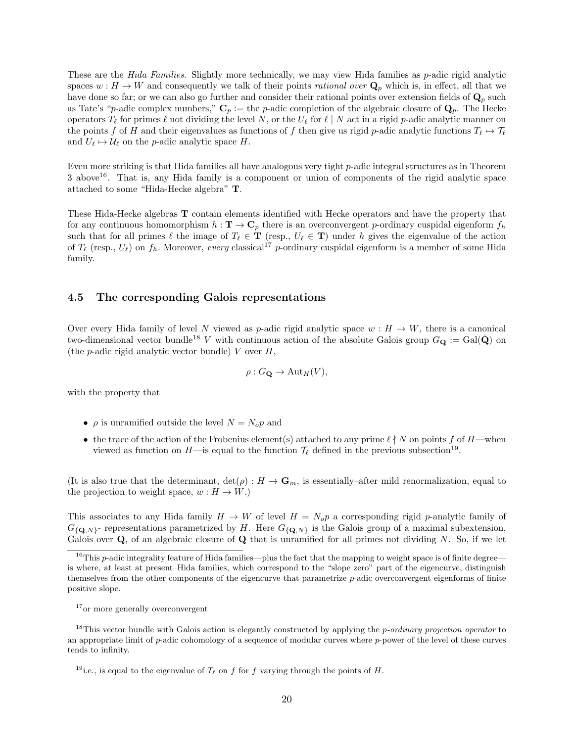These are the *Hida Families*. Slightly more technically, we may view Hida families as $p$-adic rigid analytic spaces $w : H \to W$ and consequently we talk of their points *rational over* $\mathbf{Q}_p$ which is, in effect, all that we have done so far; or we can also go further and consider their rational points over extension fields of $\mathbf{Q}_p$ such as Tate's "$p$-adic complex numbers," $\mathbf{C}_p :=$ the $p$-adic completion of the algebraic closure of $\mathbf{Q}_p$. The Hecke operators $T_\ell$ for primes $\ell$ not dividing the level $N$, or the $U_\ell$ for $\ell \mid N$ act in a rigid $p$-adic analytic manner on the points $f$ of $H$ and their eigenvalues as functions of $f$ then give us rigid $p$-adic analytic functions $T_\ell \mapsto \mathcal{T}_\ell$ and $U_\ell \mapsto \mathcal{U}_\ell$ on the $p$-adic analytic space $H$.

Even more striking is that Hida families all have analogous very tight $p$-adic integral structures as in Theorem 3 above[16]. That is, any Hida family is a component or union of components of the rigid analytic space attached to some "Hida-Hecke algebra" $\mathbf{T}$.

These Hida-Hecke algebras $\mathbf{T}$ contain elements identified with Hecke operators and have the property that for any continuous homomorphism $h : \mathbf{T} \to \mathbf{C}_p$ there is an overconvergent $p$-ordinary cuspidal eigenform $f_h$ such that for all primes $\ell$ the image of $T_\ell \in \mathbf{T}$ (resp., $U_\ell \in \mathbf{T}$) under $h$ gives the eigenvalue of the action of $T_\ell$ (resp., $U_\ell$) on $f_h$. Moreover, *every* classical[17] $p$-ordinary cuspidal eigenform is a member of some Hida family.

### 4.5 The corresponding Galois representations

Over every Hida family of level $N$ viewed as $p$-adic rigid analytic space $w : H \to W$, there is a canonical two-dimensional vector bundle[18] $V$ with continuous action of the absolute Galois group $G_{\mathbf{Q}} := \mathrm{Gal}(\bar{\mathbf{Q}})$ on (the $p$-adic rigid analytic vector bundle) $V$ over $H$,

$$\rho : G_{\mathbf{Q}} \to \mathrm{Aut}_H(V),$$

with the property that

- $\rho$ is unramified outside the level $N = N_o p$ and
- the trace of the action of the Frobenius element(s) attached to any prime $\ell \nmid N$ on points $f$ of $H$—when viewed as function on $H$—is equal to the function $\mathcal{T}_\ell$ defined in the previous subsection[19].

(It is also true that the determinant, $\det(\rho) : H \to \mathbf{G}_m$, is essentially–after mild renormalization, equal to the projection to weight space, $w : H \to W$.)

This associates to any Hida family $H \to W$ of level $H = N_o p$ a corresponding rigid $p$-analytic family of $G_{\{\mathbf{Q},N\}}$- representations parametrized by $H$. Here $G_{\{\mathbf{Q},N\}}$ is the Galois group of a maximal subextension, Galois over $\mathbf{Q}$, of an algebraic closure of $\mathbf{Q}$ that is unramified for all primes not dividing $N$. So, if we let

---

[16] This $p$-adic integrality feature of Hida families—plus the fact that the mapping to weight space is of finite degree—is where, at least at present–Hida families, which correspond to the "slope zero" part of the eigencurve, distinguish themselves from the other components of the eigencurve that parametrize $p$-adic overconvergent eigenforms of finite positive slope.

[17] or more generally overconvergent

[18] This vector bundle with Galois action is elegantly constructed by applying the *p-ordinary projection operator* to an appropriate limit of $p$-adic cohomology of a sequence of modular curves where $p$-power of the level of these curves tends to infinity.

[19] i.e., is equal to the eigenvalue of $T_\ell$ on $f$ for $f$ varying through the points of $H$.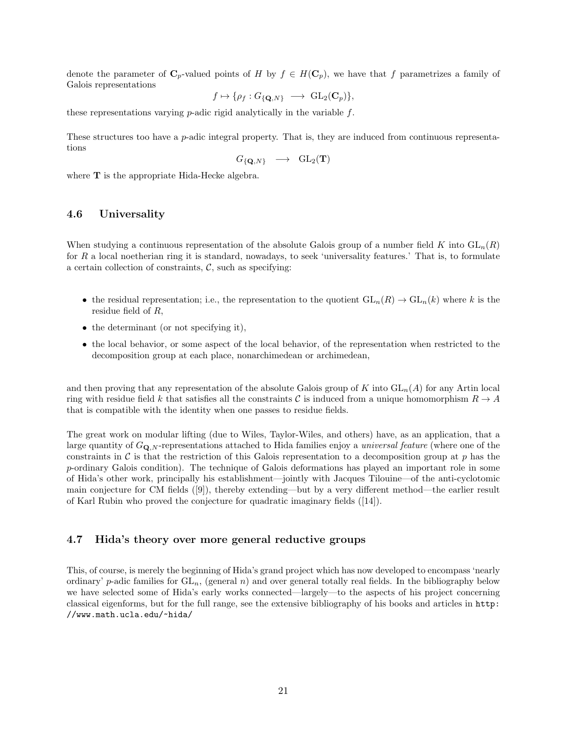denote the parameter of $\mathbf{C}_p$-valued points of $H$ by $f \in H(\mathbf{C}_p)$, we have that $f$ parametrizes a family of Galois representations

$$f \mapsto \{\rho_f : G_{\{\mathbf{Q},N\}} \longrightarrow \mathrm{GL}_2(\mathbf{C}_p)\},$$

these representations varying $p$-adic rigid analytically in the variable $f$.

These structures too have a $p$-adic integral property. That is, they are induced from continuous representations

$$G_{\{\mathbf{Q},N\}} \longrightarrow \mathrm{GL}_2(\mathbf{T})$$

where $\mathbf{T}$ is the appropriate Hida-Hecke algebra.

### 4.6 Universality

When studying a continuous representation of the absolute Galois group of a number field $K$ into $\mathrm{GL}_n(R)$ for $R$ a local noetherian ring it is standard, nowadays, to seek 'universality features.' That is, to formulate a certain collection of constraints, $\mathcal{C}$, such as specifying:

- the residual representation; i.e., the representation to the quotient $\mathrm{GL}_n(R) \to \mathrm{GL}_n(k)$ where $k$ is the residue field of $R$,
- the determinant (or not specifying it),
- the local behavior, or some aspect of the local behavior, of the representation when restricted to the decomposition group at each place, nonarchimedean or archimedean,

and then proving that any representation of the absolute Galois group of $K$ into $\mathrm{GL}_n(A)$ for any Artin local ring with residue field $k$ that satisfies all the constraints $\mathcal{C}$ is induced from a unique homomorphism $R \to A$ that is compatible with the identity when one passes to residue fields.

The great work on modular lifting (due to Wiles, Taylor-Wiles, and others) have, as an application, that a large quantity of $G_{\mathbf{Q},N}$-representations attached to Hida families enjoy a *universal feature* (where one of the constraints in $\mathcal{C}$ is that the restriction of this Galois representation to a decomposition group at $p$ has the $p$-ordinary Galois condition). The technique of Galois deformations has played an important role in some of Hida's other work, principally his establishment—jointly with Jacques Tilouine—of the anti-cyclotomic main conjecture for CM fields ([9]), thereby extending—but by a very different method—the earlier result of Karl Rubin who proved the conjecture for quadratic imaginary fields ([14]).

### 4.7 Hida's theory over more general reductive groups

This, of course, is merely the beginning of Hida's grand project which has now developed to encompass 'nearly ordinary' $p$-adic families for $\mathrm{GL}_n$, (general $n$) and over general totally real fields. In the bibliography below we have selected some of Hida's early works connected—largely—to the aspects of his project concerning classical eigenforms, but for the full range, see the extensive bibliography of his books and articles in `http://www.math.ucla.edu/~hida/`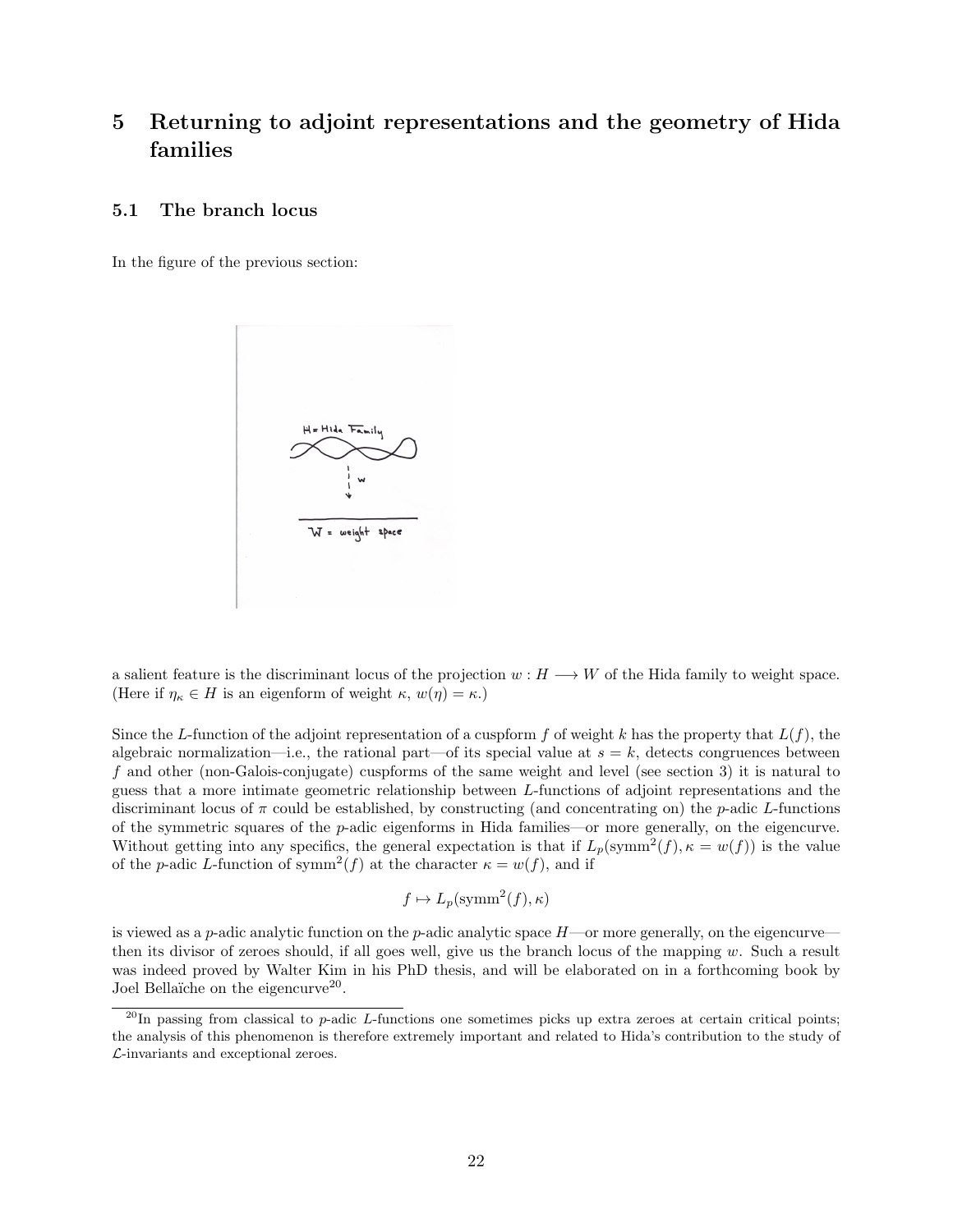# 5 Returning to adjoint representations and the geometry of Hida families

## 5.1 The branch locus

In the figure of the previous section:

a salient feature is the discriminant locus of the projection $w : H \longrightarrow W$ of the Hida family to weight space. (Here if $\eta_\kappa \in H$ is an eigenform of weight $\kappa$, $w(\eta) = \kappa$.)

Since the $L$-function of the adjoint representation of a cuspform $f$ of weight $k$ has the property that $L(f)$, the algebraic normalization—i.e., the rational part—of its special value at $s = k$, detects congruences between $f$ and other (non-Galois-conjugate) cuspforms of the same weight and level (see section 3) it is natural to guess that a more intimate geometric relationship between $L$-functions of adjoint representations and the discriminant locus of $\pi$ could be established, by constructing (and concentrating on) the $p$-adic $L$-functions of the symmetric squares of the $p$-adic eigenforms in Hida families—or more generally, on the eigencurve. Without getting into any specifics, the general expectation is that if $L_p(\mathrm{symm}^2(f), \kappa = w(f))$ is the value of the $p$-adic $L$-function of $\mathrm{symm}^2(f)$ at the character $\kappa = w(f)$, and if

$$f \mapsto L_p(\mathrm{symm}^2(f), \kappa)$$

is viewed as a $p$-adic analytic function on the $p$-adic analytic space $H$—or more generally, on the eigencurve—then its divisor of zeroes should, if all goes well, give us the branch locus of the mapping $w$. Such a result was indeed proved by Walter Kim in his PhD thesis, and will be elaborated on in a forthcoming book by Joel Bellaïche on the eigencurve[20].

[20]In passing from classical to $p$-adic $L$-functions one sometimes picks up extra zeroes at certain critical points; the analysis of this phenomenon is therefore extremely important and related to Hida's contribution to the study of $\mathcal{L}$-invariants and exceptional zeroes.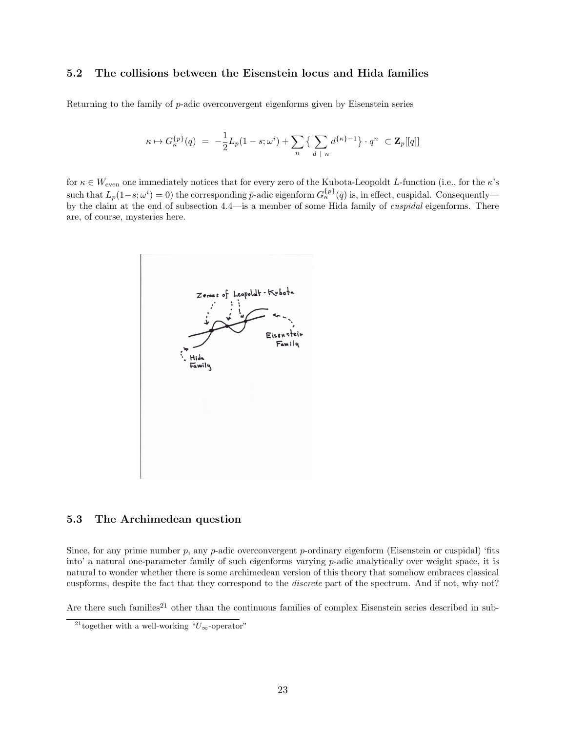### 5.2 The collisions between the Eisenstein locus and Hida families

Returning to the family of $p$-adic overconvergent eigenforms given by Eisenstein series

$$\kappa \mapsto G_{\kappa}^{\{p\}}(q) \;=\; -\frac{1}{2}L_p(1-s;\omega^i) + \sum_n \big\{ \sum_{d\,\mid\,n} d^{\{\kappa\}-1} \big\} \cdot q^n \;\subset \mathbf{Z}_p[[q]]$$

for $\kappa \in W_{\text{even}}$ one immediately notices that for every zero of the Kubota-Leopoldt $L$-function (i.e., for the $\kappa$'s such that $L_p(1-s;\omega^i) = 0$) the corresponding $p$-adic eigenform $G_{\kappa}^{\{p\}}(q)$ is, in effect, cuspidal. Consequently—by the claim at the end of subsection 4.4—is a member of some Hida family of *cuspidal* eigenforms. There are, of course, mysteries here.

### 5.3 The Archimedean question

Since, for any prime number $p$, any $p$-adic overconvergent $p$-ordinary eigenform (Eisenstein or cuspidal) 'fits into' a natural one-parameter family of such eigenforms varying $p$-adic analytically over weight space, it is natural to wonder whether there is some archimedean version of this theory that somehow embraces classical cuspforms, despite the fact that they correspond to the *discrete* part of the spectrum. And if not, why not?

Are there such families[21] other than the continuous families of complex Eisenstein series described in sub-

[21] together with a well-working "$U_\infty$-operator"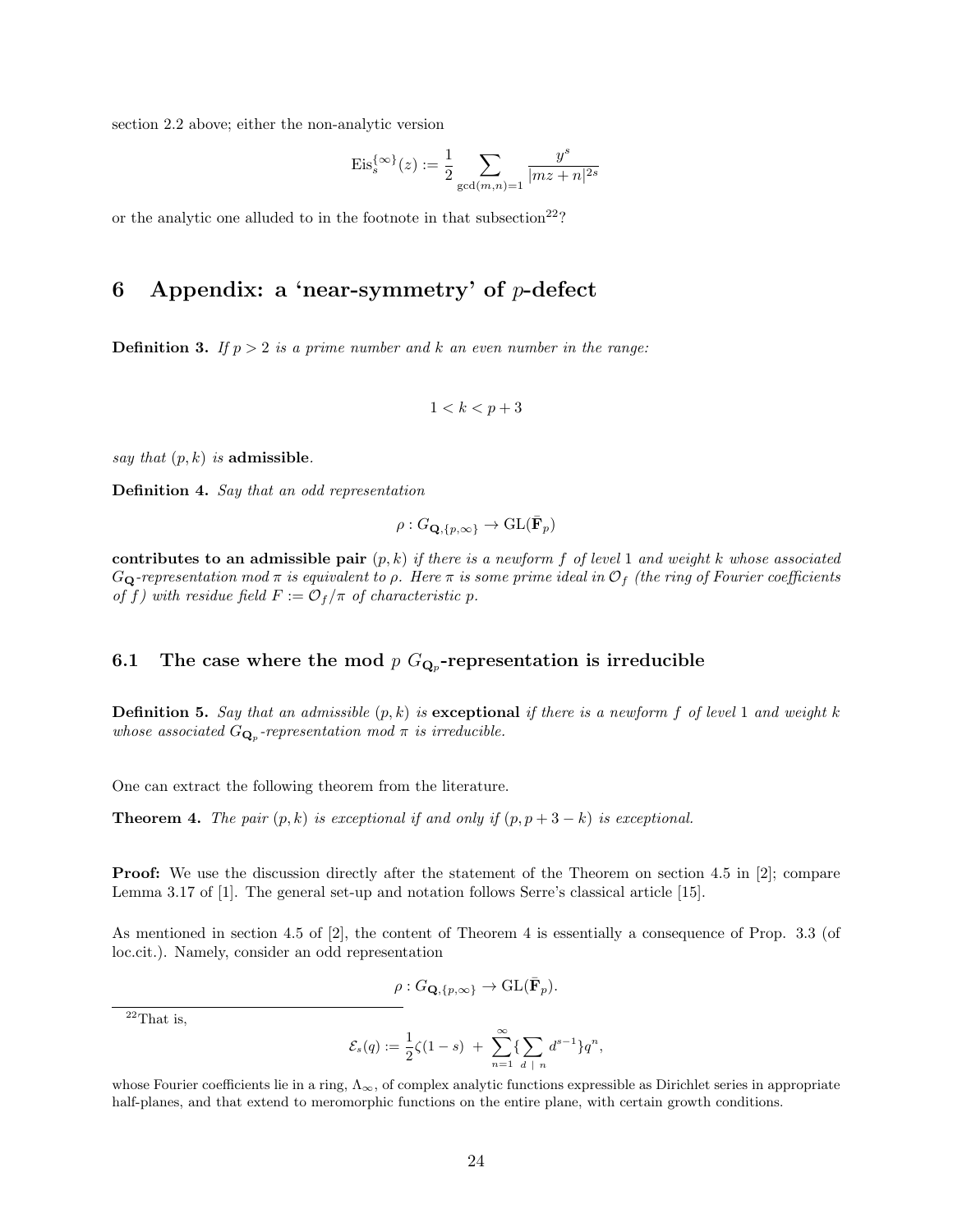section 2.2 above; either the non-analytic version

$$\mathrm{Eis}_s^{\{\infty\}}(z) := \frac{1}{2}\sum_{\gcd(m,n)=1} \frac{y^s}{|mz+n|^{2s}}$$

or the analytic one alluded to in the footnote in that subsection[22]?

# 6 Appendix: a 'near-symmetry' of $p$-defect

**Definition 3.** *If $p > 2$ is a prime number and $k$ an even number in the range:*

$$1 < k < p+3$$

*say that $(p,k)$ is* **admissible**.

**Definition 4.** *Say that an odd representation*

$$\rho : G_{\mathbf{Q},\{p,\infty\}} \to \mathrm{GL}(\bar{\mathbf{F}}_p)$$

**contributes to an admissible pair** *$(p,k)$ if there is a newform $f$ of level 1 and weight $k$ whose associated $G_{\mathbf{Q}}$-representation mod $\pi$ is equivalent to $\rho$. Here $\pi$ is some prime ideal in $\mathcal{O}_f$ (the ring of Fourier coefficients of $f$) with residue field $F := \mathcal{O}_f/\pi$ of characteristic $p$.*

## 6.1 The case where the mod $p$ $G_{\mathbf{Q}_p}$-representation is irreducible

**Definition 5.** *Say that an admissible $(p,k)$ is* **exceptional** *if there is a newform $f$ of level 1 and weight $k$ whose associated $G_{\mathbf{Q}_p}$-representation mod $\pi$ is irreducible.*

One can extract the following theorem from the literature.

**Theorem 4.** *The pair $(p,k)$ is exceptional if and only if $(p, p+3-k)$ is exceptional.*

**Proof:** We use the discussion directly after the statement of the Theorem on section 4.5 in [2]; compare Lemma 3.17 of [1]. The general set-up and notation follows Serre's classical article [15].

As mentioned in section 4.5 of [2], the content of Theorem 4 is essentially a consequence of Prop. 3.3 (of loc.cit.). Namely, consider an odd representation

$$\rho : G_{\mathbf{Q},\{p,\infty\}} \to \mathrm{GL}(\bar{\mathbf{F}}_p).$$

[22] That is,

$$\mathcal{E}_s(q) := \frac{1}{2}\zeta(1-s) \ + \ \sum_{n=1}^{\infty}\{\sum_{d \ | \ n} d^{s-1}\}q^n,$$

whose Fourier coefficients lie in a ring, $\Lambda_\infty$, of complex analytic functions expressible as Dirichlet series in appropriate half-planes, and that extend to meromorphic functions on the entire plane, with certain growth conditions.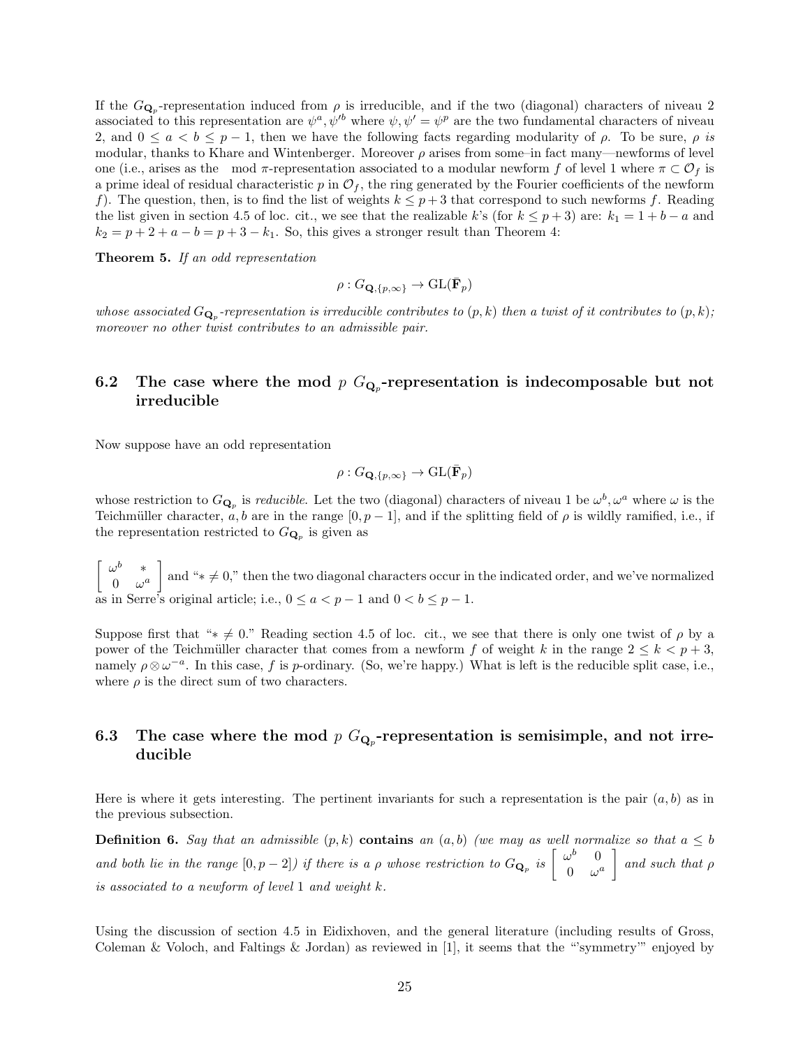If the $G_{\mathbf{Q}_p}$-representation induced from $\rho$ is irreducible, and if the two (diagonal) characters of niveau 2 associated to this representation are $\psi^a, \psi'^b$ where $\psi, \psi' = \psi^p$ are the two fundamental characters of niveau 2, and $0 \leq a < b \leq p-1$, then we have the following facts regarding modularity of $\rho$. To be sure, $\rho$ *is* modular, thanks to Khare and Wintenberger. Moreover $\rho$ arises from some–in fact many—newforms of level one (i.e., arises as the mod $\pi$-representation associated to a modular newform $f$ of level 1 where $\pi \subset \mathcal{O}_f$ is a prime ideal of residual characteristic $p$ in $\mathcal{O}_f$, the ring generated by the Fourier coefficients of the newform $f$). The question, then, is to find the list of weights $k \leq p+3$ that correspond to such newforms $f$. Reading the list given in section 4.5 of loc. cit., we see that the realizable $k$'s (for $k \leq p+3$) are: $k_1 = 1+b-a$ and $k_2 = p+2+a-b = p+3-k_1$. So, this gives a stronger result than Theorem 4:

**Theorem 5.** *If an odd representation*

$$\rho : G_{\mathbf{Q},\{p,\infty\}} \to \mathrm{GL}(\bar{\mathbf{F}}_p)$$

*whose associated $G_{\mathbf{Q}_p}$-representation is irreducible contributes to $(p,k)$ then a twist of it contributes to $(p,k)$; moreover no other twist contributes to an admissible pair.*

## 6.2 The case where the mod $p$ $G_{\mathbf{Q}_p}$-representation is indecomposable but not irreducible

Now suppose have an odd representation

$$\rho : G_{\mathbf{Q},\{p,\infty\}} \to \mathrm{GL}(\bar{\mathbf{F}}_p)$$

whose restriction to $G_{\mathbf{Q}_p}$ is *reducible*. Let the two (diagonal) characters of niveau 1 be $\omega^b, \omega^a$ where $\omega$ is the Teichmüller character, $a, b$ are in the range $[0, p-1]$, and if the splitting field of $\rho$ is wildly ramified, i.e., if the representation restricted to $G_{\mathbf{Q}_p}$ is given as

$\begin{bmatrix} \omega^b & * \\ 0 & \omega^a \end{bmatrix}$ and "$* \neq 0$," then the two diagonal characters occur in the indicated order, and we've normalized as in Serre's original article; i.e., $0 \leq a < p-1$ and $0 < b \leq p-1$.

Suppose first that "$* \neq 0$." Reading section 4.5 of loc. cit., we see that there is only one twist of $\rho$ by a power of the Teichmüller character that comes from a newform $f$ of weight $k$ in the range $2 \leq k < p+3$, namely $\rho \otimes \omega^{-a}$. In this case, $f$ is $p$-ordinary. (So, we're happy.) What is left is the reducible split case, i.e., where $\rho$ is the direct sum of two characters.

## 6.3 The case where the mod $p$ $G_{\mathbf{Q}_p}$-representation is semisimple, and not irreducible

Here is where it gets interesting. The pertinent invariants for such a representation is the pair $(a,b)$ as in the previous subsection.

**Definition 6.** *Say that an admissible $(p,k)$* **contains** *an $(a,b)$ (we may as well normalize so that $a \leq b$ and both lie in the range $[0, p-2]$) if there is a $\rho$ whose restriction to $G_{\mathbf{Q}_p}$ is $\begin{bmatrix} \omega^b & 0 \\ 0 & \omega^a \end{bmatrix}$ and such that $\rho$ is associated to a newform of level 1 and weight $k$.*

Using the discussion of section 4.5 in Eidixhoven, and the general literature (including results of Gross, Coleman & Voloch, and Faltings & Jordan) as reviewed in [1], it seems that the "'symmetry'" enjoyed by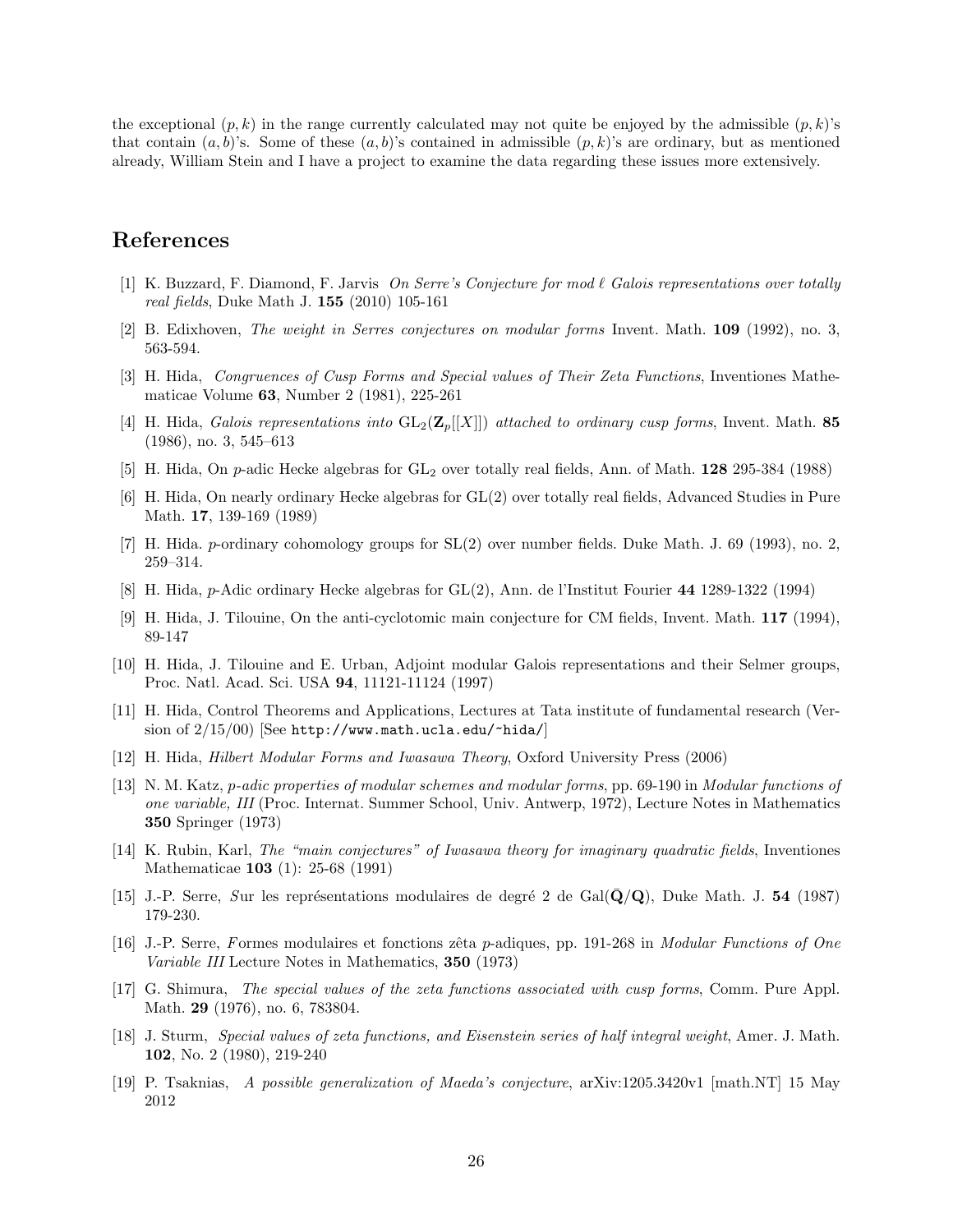the exceptional $(p,k)$ in the range currently calculated may not quite be enjoyed by the admissible $(p,k)$'s that contain $(a,b)$'s. Some of these $(a,b)$'s contained in admissible $(p,k)$'s are ordinary, but as mentioned already, William Stein and I have a project to examine the data regarding these issues more extensively.

## References

[1] K. Buzzard, F. Diamond, F. Jarvis *On Serre's Conjecture for mod $\ell$ Galois representations over totally real fields*, Duke Math J. **155** (2010) 105-161

[2] B. Edixhoven, *The weight in Serres conjectures on modular forms* Invent. Math. **109** (1992), no. 3, 563-594.

[3] H. Hida, *Congruences of Cusp Forms and Special values of Their Zeta Functions*, Inventiones Mathematicae Volume **63**, Number 2 (1981), 225-261

[4] H. Hida, *Galois representations into* $\mathrm{GL}_2(\mathbf{Z}_p[[X]])$ *attached to ordinary cusp forms*, Invent. Math. **85** (1986), no. 3, 545–613

[5] H. Hida, On $p$-adic Hecke algebras for $\mathrm{GL}_2$ over totally real fields, Ann. of Math. **128** 295-384 (1988)

[6] H. Hida, On nearly ordinary Hecke algebras for GL(2) over totally real fields, Advanced Studies in Pure Math. **17**, 139-169 (1989)

[7] H. Hida. $p$-ordinary cohomology groups for SL(2) over number fields. Duke Math. J. 69 (1993), no. 2, 259–314.

[8] H. Hida, $p$-Adic ordinary Hecke algebras for GL(2), Ann. de l'Institut Fourier **44** 1289-1322 (1994)

[9] H. Hida, J. Tilouine, On the anti-cyclotomic main conjecture for CM fields, Invent. Math. **117** (1994), 89-147

[10] H. Hida, J. Tilouine and E. Urban, Adjoint modular Galois representations and their Selmer groups, Proc. Natl. Acad. Sci. USA **94**, 11121-11124 (1997)

[11] H. Hida, Control Theorems and Applications, Lectures at Tata institute of fundamental research (Version of 2/15/00) [See `http://www.math.ucla.edu/~hida/`]

[12] H. Hida, *Hilbert Modular Forms and Iwasawa Theory*, Oxford University Press (2006)

[13] N. M. Katz, *p-adic properties of modular schemes and modular forms*, pp. 69-190 in *Modular functions of one variable, III* (Proc. Internat. Summer School, Univ. Antwerp, 1972), Lecture Notes in Mathematics **350** Springer (1973)

[14] K. Rubin, Karl, *The "main conjectures" of Iwasawa theory for imaginary quadratic fields*, Inventiones Mathematicae **103** (1): 25-68 (1991)

[15] J.-P. Serre, *Sur les représentations modulaires de degré 2 de* $\mathrm{Gal}(\bar{\mathbf{Q}}/\mathbf{Q})$, Duke Math. J. **54** (1987) 179-230.

[16] J.-P. Serre, *Formes modulaires et fonctions zêta p-adiques*, pp. 191-268 in *Modular Functions of One Variable III* Lecture Notes in Mathematics, **350** (1973)

[17] G. Shimura, *The special values of the zeta functions associated with cusp forms*, Comm. Pure Appl. Math. **29** (1976), no. 6, 783804.

[18] J. Sturm, *Special values of zeta functions, and Eisenstein series of half integral weight*, Amer. J. Math. **102**, No. 2 (1980), 219-240

[19] P. Tsaknias, *A possible generalization of Maeda's conjecture*, arXiv:1205.3420v1 [math.NT] 15 May 2012